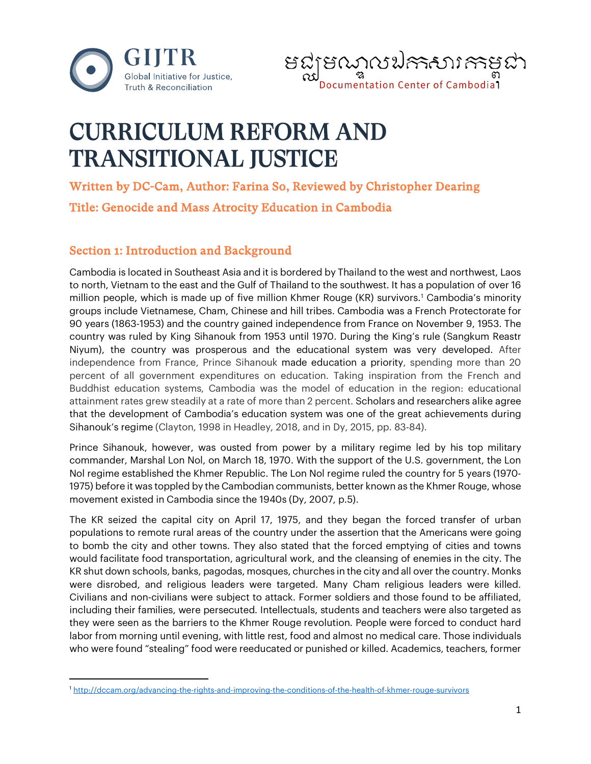GIJTR
Global Initiative for Justice, Truth & Reconciliation

មជ្ឈមណ្ឌលឯកសារកម្ពុជា
Documentation Center of Cambodia

# CURRICULUM REFORM AND TRANSITIONAL JUSTICE

**Written by DC-Cam, Author: Farina So, Reviewed by Christopher Dearing**

**Title: Genocide and Mass Atrocity Education in Cambodia**

## Section 1: Introduction and Background

Cambodia is located in Southeast Asia and it is bordered by Thailand to the west and northwest, Laos to north, Vietnam to the east and the Gulf of Thailand to the southwest. It has a population of over 16 million people, which is made up of five million Khmer Rouge (KR) survivors.[1] Cambodia's minority groups include Vietnamese, Cham, Chinese and hill tribes. Cambodia was a French Protectorate for 90 years (1863-1953) and the country gained independence from France on November 9, 1953. The country was ruled by King Sihanouk from 1953 until 1970. During the King's rule (Sangkum Reastr Niyum), the country was prosperous and the educational system was very developed. After independence from France, Prince Sihanouk made education a priority, spending more than 20 percent of all government expenditures on education. Taking inspiration from the French and Buddhist education systems, Cambodia was the model of education in the region: educational attainment rates grew steadily at a rate of more than 2 percent. Scholars and researchers alike agree that the development of Cambodia's education system was one of the great achievements during Sihanouk's regime (Clayton, 1998 in Headley, 2018, and in Dy, 2015, pp. 83-84).

Prince Sihanouk, however, was ousted from power by a military regime led by his top military commander, Marshal Lon Nol, on March 18, 1970. With the support of the U.S. government, the Lon Nol regime established the Khmer Republic. The Lon Nol regime ruled the country for 5 years (1970-1975) before it was toppled by the Cambodian communists, better known as the Khmer Rouge, whose movement existed in Cambodia since the 1940s (Dy, 2007, p.5).

The KR seized the capital city on April 17, 1975, and they began the forced transfer of urban populations to remote rural areas of the country under the assertion that the Americans were going to bomb the city and other towns. They also stated that the forced emptying of cities and towns would facilitate food transportation, agricultural work, and the cleansing of enemies in the city. The KR shut down schools, banks, pagodas, mosques, churches in the city and all over the country. Monks were disrobed, and religious leaders were targeted. Many Cham religious leaders were killed. Civilians and non-civilians were subject to attack. Former soldiers and those found to be affiliated, including their families, were persecuted. Intellectuals, students and teachers were also targeted as they were seen as the barriers to the Khmer Rouge revolution. People were forced to conduct hard labor from morning until evening, with little rest, food and almost no medical care. Those individuals who were found "stealing" food were reeducated or punished or killed. Academics, teachers, former

[1] http://dccam.org/advancing-the-rights-and-improving-the-conditions-of-the-health-of-khmer-rouge-survivors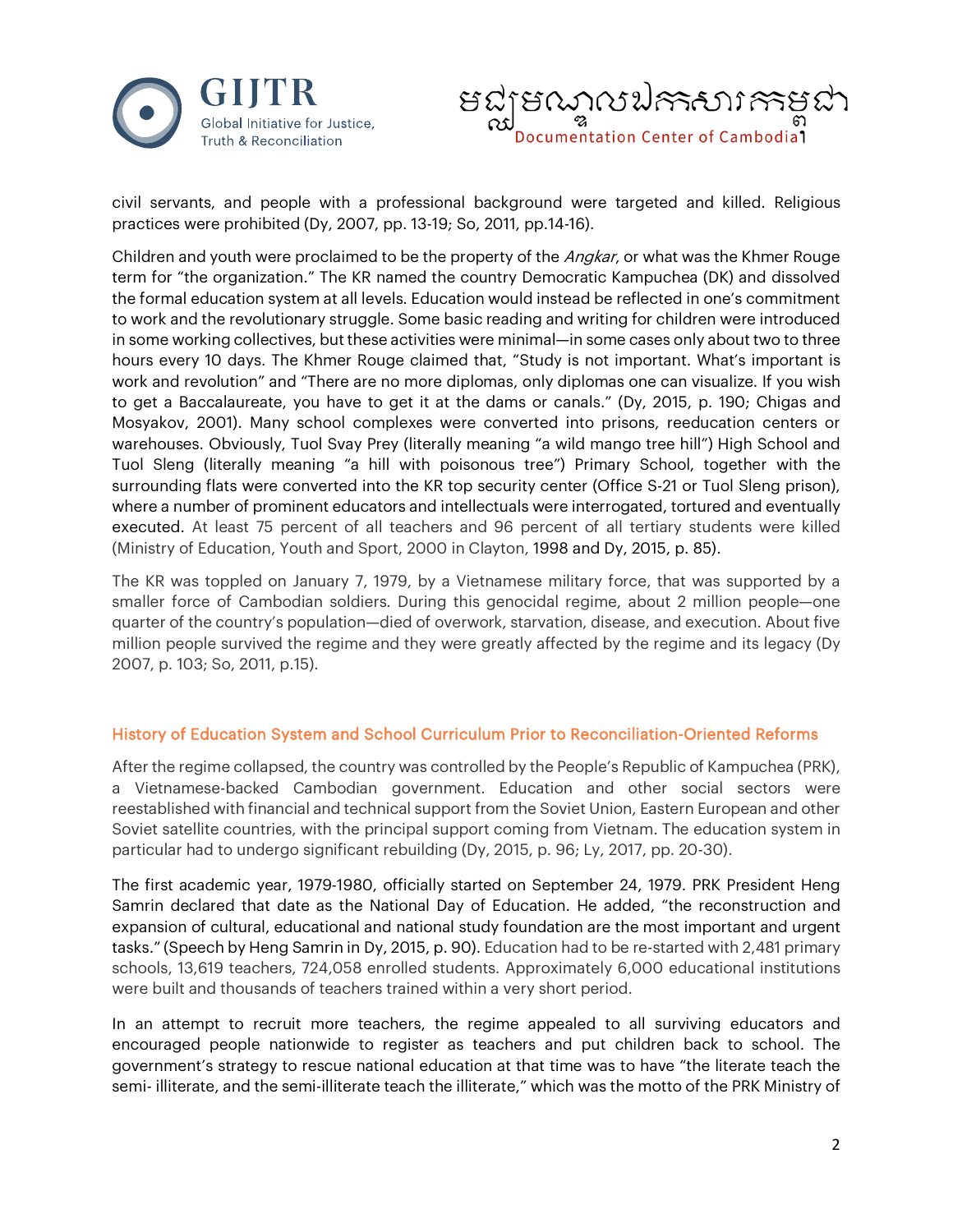civil servants, and people with a professional background were targeted and killed. Religious practices were prohibited (Dy, 2007, pp. 13-19; So, 2011, pp.14-16).

Children and youth were proclaimed to be the property of the *Angkar*, or what was the Khmer Rouge term for "the organization." The KR named the country Democratic Kampuchea (DK) and dissolved the formal education system at all levels. Education would instead be reflected in one's commitment to work and the revolutionary struggle. Some basic reading and writing for children were introduced in some working collectives, but these activities were minimal—in some cases only about two to three hours every 10 days. The Khmer Rouge claimed that, "Study is not important. What's important is work and revolution" and "There are no more diplomas, only diplomas one can visualize. If you wish to get a Baccalaureate, you have to get it at the dams or canals." (Dy, 2015, p. 190; Chigas and Mosyakov, 2001). Many school complexes were converted into prisons, reeducation centers or warehouses. Obviously, Tuol Svay Prey (literally meaning "a wild mango tree hill") High School and Tuol Sleng (literally meaning "a hill with poisonous tree") Primary School, together with the surrounding flats were converted into the KR top security center (Office S-21 or Tuol Sleng prison), where a number of prominent educators and intellectuals were interrogated, tortured and eventually executed. At least 75 percent of all teachers and 96 percent of all tertiary students were killed (Ministry of Education, Youth and Sport, 2000 in Clayton, 1998 and Dy, 2015, p. 85).

The KR was toppled on January 7, 1979, by a Vietnamese military force, that was supported by a smaller force of Cambodian soldiers. During this genocidal regime, about 2 million people—one quarter of the country's population—died of overwork, starvation, disease, and execution. About five million people survived the regime and they were greatly affected by the regime and its legacy (Dy 2007, p. 103; So, 2011, p.15).

## History of Education System and School Curriculum Prior to Reconciliation-Oriented Reforms

After the regime collapsed, the country was controlled by the People's Republic of Kampuchea (PRK), a Vietnamese-backed Cambodian government. Education and other social sectors were reestablished with financial and technical support from the Soviet Union, Eastern European and other Soviet satellite countries, with the principal support coming from Vietnam. The education system in particular had to undergo significant rebuilding (Dy, 2015, p. 96; Ly, 2017, pp. 20-30).

The first academic year, 1979-1980, officially started on September 24, 1979. PRK President Heng Samrin declared that date as the National Day of Education. He added, "the reconstruction and expansion of cultural, educational and national study foundation are the most important and urgent tasks." (Speech by Heng Samrin in Dy, 2015, p. 90). Education had to be re-started with 2,481 primary schools, 13,619 teachers, 724,058 enrolled students. Approximately 6,000 educational institutions were built and thousands of teachers trained within a very short period.

In an attempt to recruit more teachers, the regime appealed to all surviving educators and encouraged people nationwide to register as teachers and put children back to school. The government's strategy to rescue national education at that time was to have "the literate teach the semi- illiterate, and the semi-illiterate teach the illiterate," which was the motto of the PRK Ministry of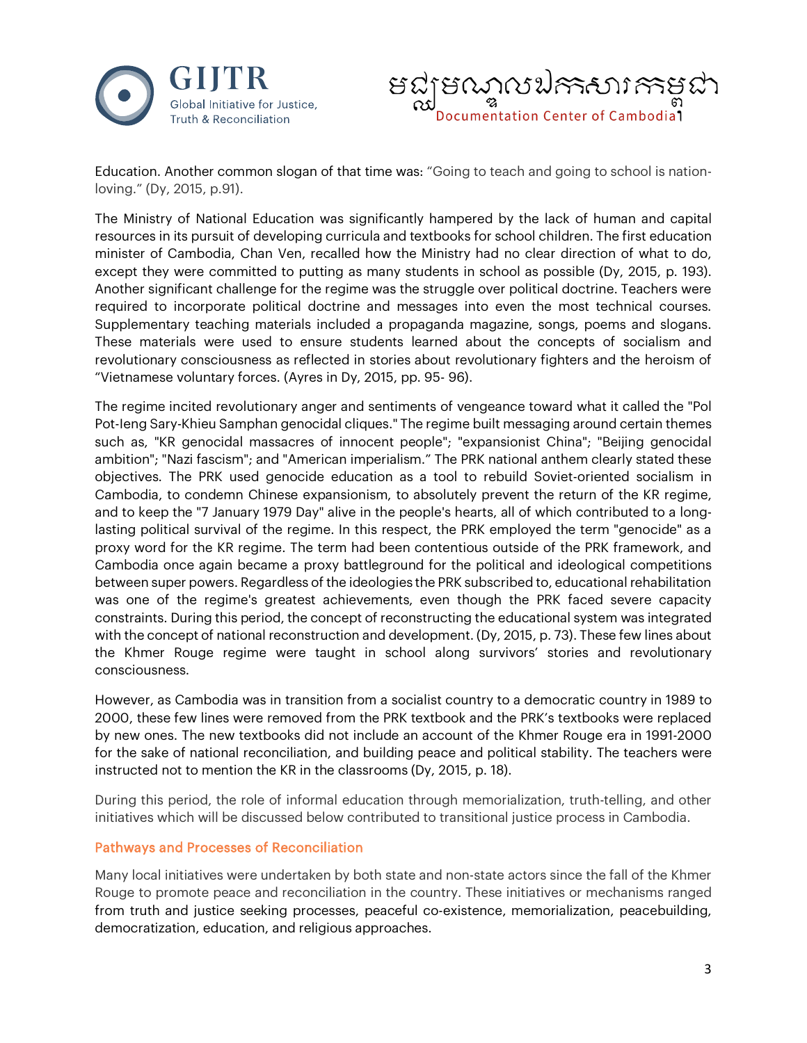Education. Another common slogan of that time was: “Going to teach and going to school is nation-loving.” (Dy, 2015, p.91).

The Ministry of National Education was significantly hampered by the lack of human and capital resources in its pursuit of developing curricula and textbooks for school children. The first education minister of Cambodia, Chan Ven, recalled how the Ministry had no clear direction of what to do, except they were committed to putting as many students in school as possible (Dy, 2015, p. 193). Another significant challenge for the regime was the struggle over political doctrine. Teachers were required to incorporate political doctrine and messages into even the most technical courses. Supplementary teaching materials included a propaganda magazine, songs, poems and slogans. These materials were used to ensure students learned about the concepts of socialism and revolutionary consciousness as reflected in stories about revolutionary fighters and the heroism of “Vietnamese voluntary forces. (Ayres in Dy, 2015, pp. 95- 96).

The regime incited revolutionary anger and sentiments of vengeance toward what it called the "Pol Pot-Ieng Sary-Khieu Samphan genocidal cliques." The regime built messaging around certain themes such as, "KR genocidal massacres of innocent people"; "expansionist China"; "Beijing genocidal ambition"; "Nazi fascism"; and "American imperialism.” The PRK national anthem clearly stated these objectives. The PRK used genocide education as a tool to rebuild Soviet-oriented socialism in Cambodia, to condemn Chinese expansionism, to absolutely prevent the return of the KR regime, and to keep the "7 January 1979 Day" alive in the people's hearts, all of which contributed to a long-lasting political survival of the regime. In this respect, the PRK employed the term "genocide" as a proxy word for the KR regime. The term had been contentious outside of the PRK framework, and Cambodia once again became a proxy battleground for the political and ideological competitions between super powers. Regardless of the ideologies the PRK subscribed to, educational rehabilitation was one of the regime's greatest achievements, even though the PRK faced severe capacity constraints. During this period, the concept of reconstructing the educational system was integrated with the concept of national reconstruction and development. (Dy, 2015, p. 73). These few lines about the Khmer Rouge regime were taught in school along survivors’ stories and revolutionary consciousness.

However, as Cambodia was in transition from a socialist country to a democratic country in 1989 to 2000, these few lines were removed from the PRK textbook and the PRK’s textbooks were replaced by new ones. The new textbooks did not include an account of the Khmer Rouge era in 1991-2000 for the sake of national reconciliation, and building peace and political stability. The teachers were instructed not to mention the KR in the classrooms (Dy, 2015, p. 18).

During this period, the role of informal education through memorialization, truth-telling, and other initiatives which will be discussed below contributed to transitional justice process in Cambodia.

## Pathways and Processes of Reconciliation

Many local initiatives were undertaken by both state and non-state actors since the fall of the Khmer Rouge to promote peace and reconciliation in the country. These initiatives or mechanisms ranged from truth and justice seeking processes, peaceful co-existence, memorialization, peacebuilding, democratization, education, and religious approaches.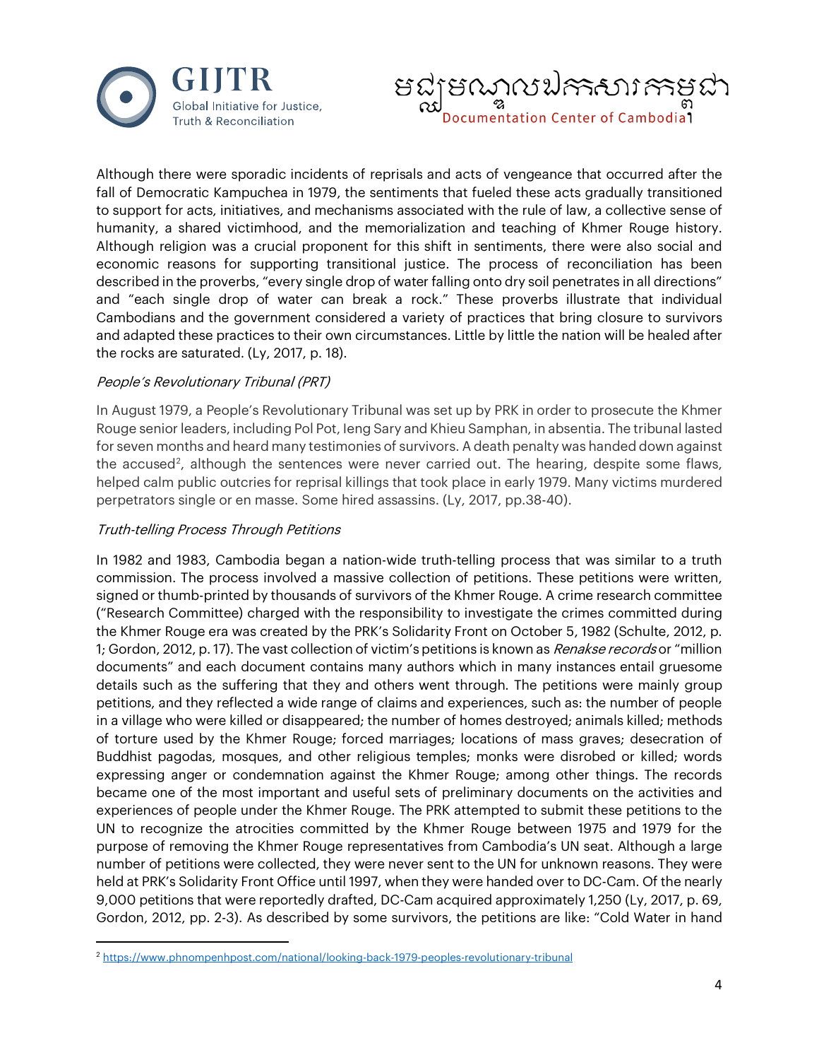Although there were sporadic incidents of reprisals and acts of vengeance that occurred after the fall of Democratic Kampuchea in 1979, the sentiments that fueled these acts gradually transitioned to support for acts, initiatives, and mechanisms associated with the rule of law, a collective sense of humanity, a shared victimhood, and the memorialization and teaching of Khmer Rouge history. Although religion was a crucial proponent for this shift in sentiments, there were also social and economic reasons for supporting transitional justice. The process of reconciliation has been described in the proverbs, "every single drop of water falling onto dry soil penetrates in all directions" and "each single drop of water can break a rock." These proverbs illustrate that individual Cambodians and the government considered a variety of practices that bring closure to survivors and adapted these practices to their own circumstances. Little by little the nation will be healed after the rocks are saturated. (Ly, 2017, p. 18).

*People's Revolutionary Tribunal (PRT)*

In August 1979, a People's Revolutionary Tribunal was set up by PRK in order to prosecute the Khmer Rouge senior leaders, including Pol Pot, Ieng Sary and Khieu Samphan, in absentia. The tribunal lasted for seven months and heard many testimonies of survivors. A death penalty was handed down against the accused[2], although the sentences were never carried out. The hearing, despite some flaws, helped calm public outcries for reprisal killings that took place in early 1979. Many victims murdered perpetrators single or en masse. Some hired assassins. (Ly, 2017, pp.38-40).

*Truth-telling Process Through Petitions*

In 1982 and 1983, Cambodia began a nation-wide truth-telling process that was similar to a truth commission. The process involved a massive collection of petitions. These petitions were written, signed or thumb-printed by thousands of survivors of the Khmer Rouge. A crime research committee ("Research Committee) charged with the responsibility to investigate the crimes committed during the Khmer Rouge era was created by the PRK's Solidarity Front on October 5, 1982 (Schulte, 2012, p. 1; Gordon, 2012, p. 17). The vast collection of victim's petitions is known as *Renakse records* or "million documents" and each document contains many authors which in many instances entail gruesome details such as the suffering that they and others went through. The petitions were mainly group petitions, and they reflected a wide range of claims and experiences, such as: the number of people in a village who were killed or disappeared; the number of homes destroyed; animals killed; methods of torture used by the Khmer Rouge; forced marriages; locations of mass graves; desecration of Buddhist pagodas, mosques, and other religious temples; monks were disrobed or killed; words expressing anger or condemnation against the Khmer Rouge; among other things. The records became one of the most important and useful sets of preliminary documents on the activities and experiences of people under the Khmer Rouge. The PRK attempted to submit these petitions to the UN to recognize the atrocities committed by the Khmer Rouge between 1975 and 1979 for the purpose of removing the Khmer Rouge representatives from Cambodia's UN seat. Although a large number of petitions were collected, they were never sent to the UN for unknown reasons. They were held at PRK's Solidarity Front Office until 1997, when they were handed over to DC-Cam. Of the nearly 9,000 petitions that were reportedly drafted, DC-Cam acquired approximately 1,250 (Ly, 2017, p. 69, Gordon, 2012, pp. 2-3). As described by some survivors, the petitions are like: "Cold Water in hand

[2] https://www.phnompenhpost.com/national/looking-back-1979-peoples-revolutionary-tribunal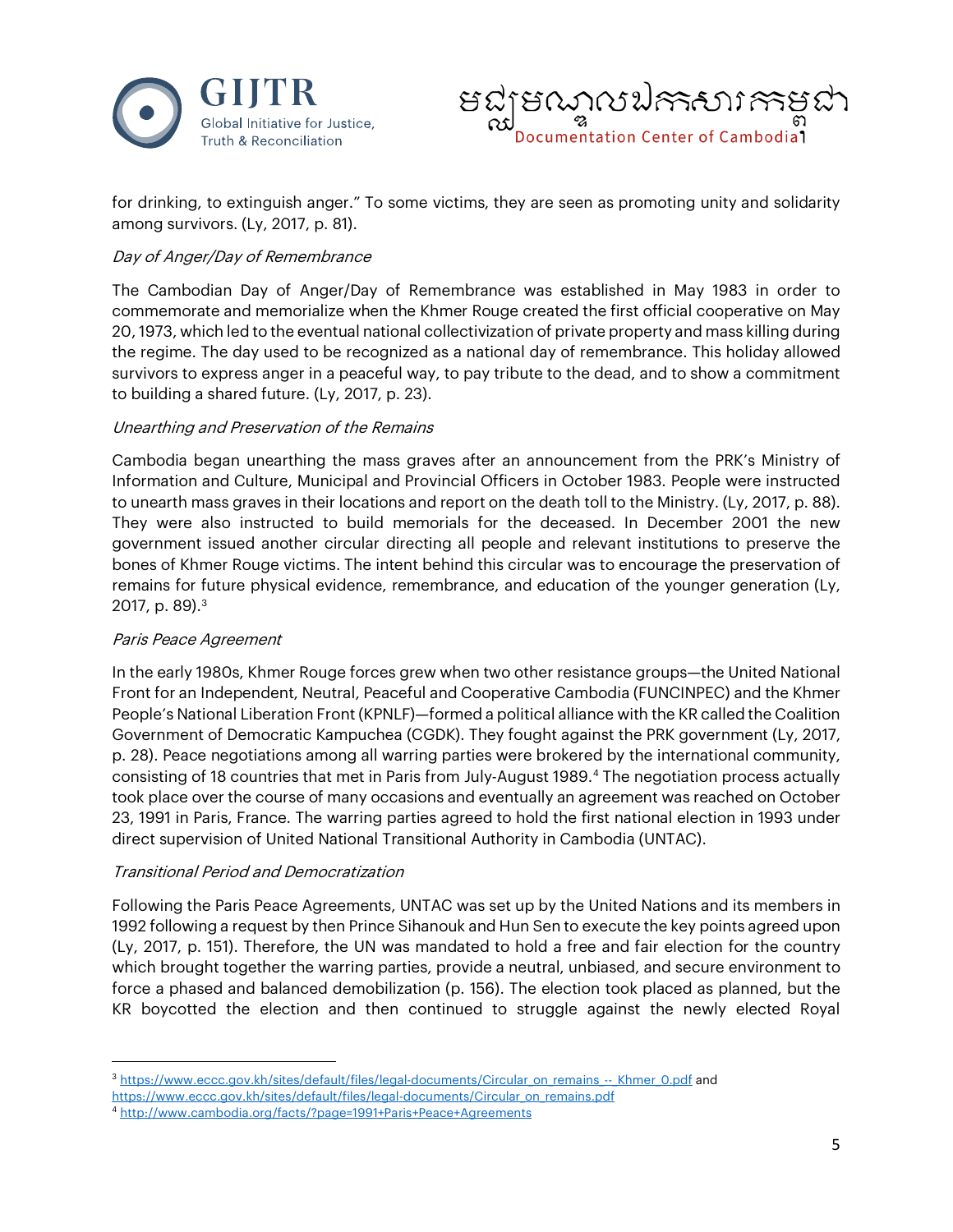for drinking, to extinguish anger." To some victims, they are seen as promoting unity and solidarity among survivors. (Ly, 2017, p. 81).

*Day of Anger/Day of Remembrance*

The Cambodian Day of Anger/Day of Remembrance was established in May 1983 in order to commemorate and memorialize when the Khmer Rouge created the first official cooperative on May 20, 1973, which led to the eventual national collectivization of private property and mass killing during the regime. The day used to be recognized as a national day of remembrance. This holiday allowed survivors to express anger in a peaceful way, to pay tribute to the dead, and to show a commitment to building a shared future. (Ly, 2017, p. 23).

*Unearthing and Preservation of the Remains*

Cambodia began unearthing the mass graves after an announcement from the PRK's Ministry of Information and Culture, Municipal and Provincial Officers in October 1983. People were instructed to unearth mass graves in their locations and report on the death toll to the Ministry. (Ly, 2017, p. 88). They were also instructed to build memorials for the deceased. In December 2001 the new government issued another circular directing all people and relevant institutions to preserve the bones of Khmer Rouge victims. The intent behind this circular was to encourage the preservation of remains for future physical evidence, remembrance, and education of the younger generation (Ly, 2017, p. 89).[3]

*Paris Peace Agreement*

In the early 1980s, Khmer Rouge forces grew when two other resistance groups—the United National Front for an Independent, Neutral, Peaceful and Cooperative Cambodia (FUNCINPEC) and the Khmer People's National Liberation Front (KPNLF)—formed a political alliance with the KR called the Coalition Government of Democratic Kampuchea (CGDK). They fought against the PRK government (Ly, 2017, p. 28). Peace negotiations among all warring parties were brokered by the international community, consisting of 18 countries that met in Paris from July-August 1989.[4] The negotiation process actually took place over the course of many occasions and eventually an agreement was reached on October 23, 1991 in Paris, France. The warring parties agreed to hold the first national election in 1993 under direct supervision of United National Transitional Authority in Cambodia (UNTAC).

*Transitional Period and Democratization*

Following the Paris Peace Agreements, UNTAC was set up by the United Nations and its members in 1992 following a request by then Prince Sihanouk and Hun Sen to execute the key points agreed upon (Ly, 2017, p. 151). Therefore, the UN was mandated to hold a free and fair election for the country which brought together the warring parties, provide a neutral, unbiased, and secure environment to force a phased and balanced demobilization (p. 156). The election took placed as planned, but the KR boycotted the election and then continued to struggle against the newly elected Royal

---

[3] https://www.eccc.gov.kh/sites/default/files/legal-documents/Circular_on_remains_--_Khmer_0.pdf and https://www.eccc.gov.kh/sites/default/files/legal-documents/Circular_on_remains.pdf

[4] http://www.cambodia.org/facts/?page=1991+Paris+Peace+Agreements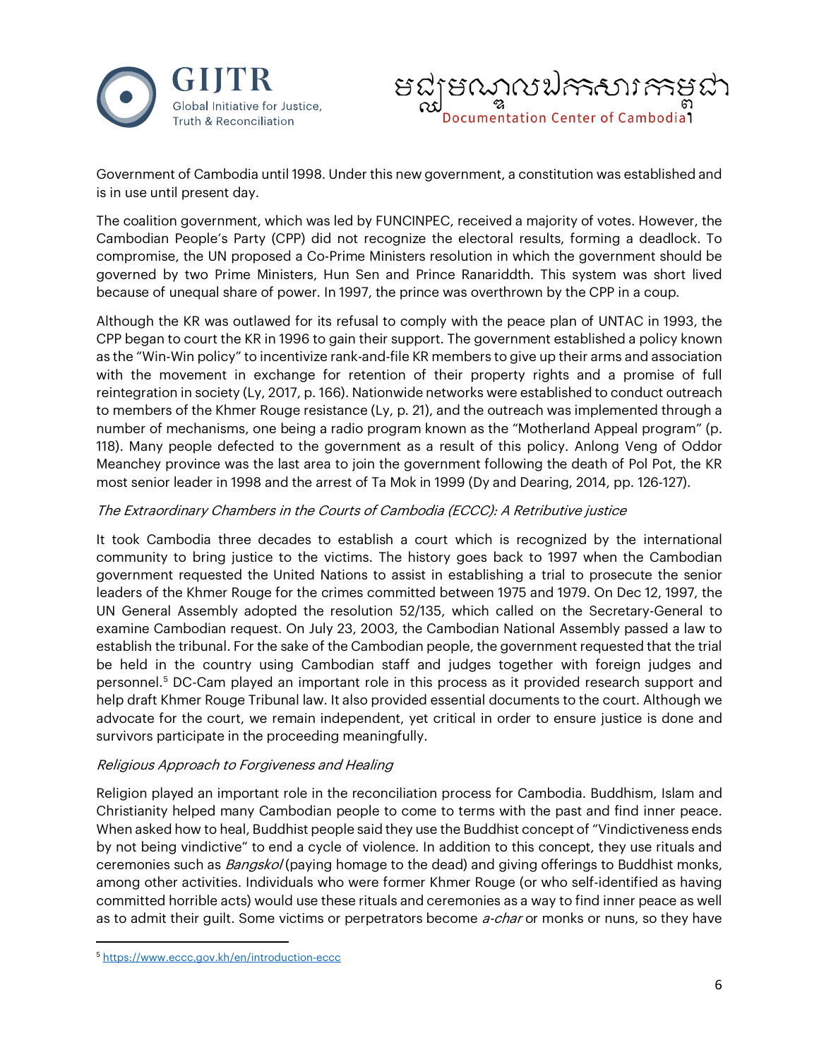Government of Cambodia until 1998. Under this new government, a constitution was established and is in use until present day.

The coalition government, which was led by FUNCINPEC, received a majority of votes. However, the Cambodian People's Party (CPP) did not recognize the electoral results, forming a deadlock. To compromise, the UN proposed a Co-Prime Ministers resolution in which the government should be governed by two Prime Ministers, Hun Sen and Prince Ranariddth. This system was short lived because of unequal share of power. In 1997, the prince was overthrown by the CPP in a coup.

Although the KR was outlawed for its refusal to comply with the peace plan of UNTAC in 1993, the CPP began to court the KR in 1996 to gain their support. The government established a policy known as the "Win-Win policy" to incentivize rank-and-file KR members to give up their arms and association with the movement in exchange for retention of their property rights and a promise of full reintegration in society (Ly, 2017, p. 166). Nationwide networks were established to conduct outreach to members of the Khmer Rouge resistance (Ly, p. 21), and the outreach was implemented through a number of mechanisms, one being a radio program known as the "Motherland Appeal program" (p. 118). Many people defected to the government as a result of this policy. Anlong Veng of Oddor Meanchey province was the last area to join the government following the death of Pol Pot, the KR most senior leader in 1998 and the arrest of Ta Mok in 1999 (Dy and Dearing, 2014, pp. 126-127).

*The Extraordinary Chambers in the Courts of Cambodia (ECCC): A Retributive justice*

It took Cambodia three decades to establish a court which is recognized by the international community to bring justice to the victims. The history goes back to 1997 when the Cambodian government requested the United Nations to assist in establishing a trial to prosecute the senior leaders of the Khmer Rouge for the crimes committed between 1975 and 1979. On Dec 12, 1997, the UN General Assembly adopted the resolution 52/135, which called on the Secretary-General to examine Cambodian request. On July 23, 2003, the Cambodian National Assembly passed a law to establish the tribunal. For the sake of the Cambodian people, the government requested that the trial be held in the country using Cambodian staff and judges together with foreign judges and personnel.[5] DC-Cam played an important role in this process as it provided research support and help draft Khmer Rouge Tribunal law. It also provided essential documents to the court. Although we advocate for the court, we remain independent, yet critical in order to ensure justice is done and survivors participate in the proceeding meaningfully.

*Religious Approach to Forgiveness and Healing*

Religion played an important role in the reconciliation process for Cambodia. Buddhism, Islam and Christianity helped many Cambodian people to come to terms with the past and find inner peace. When asked how to heal, Buddhist people said they use the Buddhist concept of "Vindictiveness ends by not being vindictive" to end a cycle of violence. In addition to this concept, they use rituals and ceremonies such as *Bangskol* (paying homage to the dead) and giving offerings to Buddhist monks, among other activities. Individuals who were former Khmer Rouge (or who self-identified as having committed horrible acts) would use these rituals and ceremonies as a way to find inner peace as well as to admit their guilt. Some victims or perpetrators become *a-char* or monks or nuns, so they have

---

[5] https://www.eccc.gov.kh/en/introduction-eccc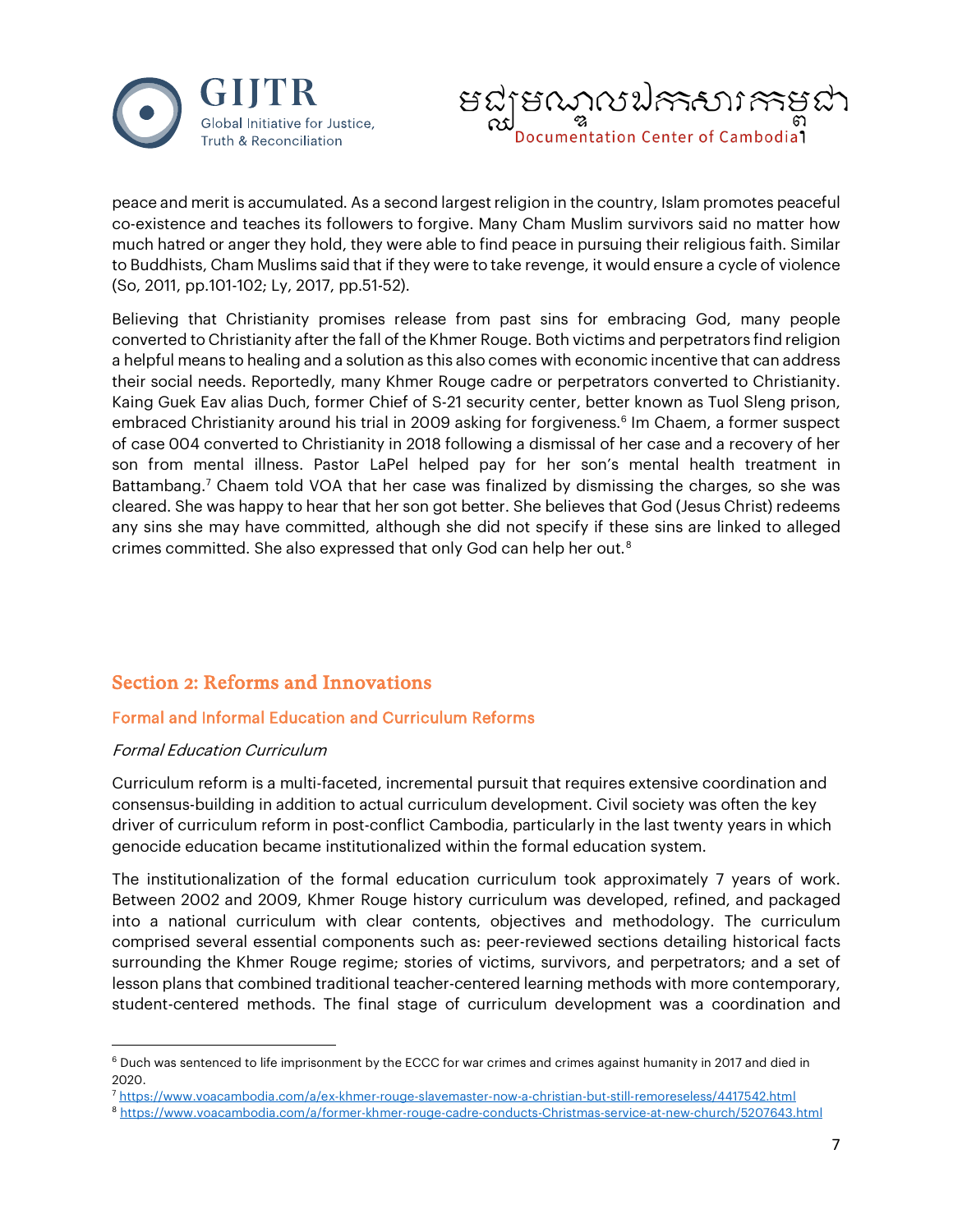peace and merit is accumulated. As a second largest religion in the country, Islam promotes peaceful co-existence and teaches its followers to forgive. Many Cham Muslim survivors said no matter how much hatred or anger they hold, they were able to find peace in pursuing their religious faith. Similar to Buddhists, Cham Muslims said that if they were to take revenge, it would ensure a cycle of violence (So, 2011, pp.101-102; Ly, 2017, pp.51-52).

Believing that Christianity promises release from past sins for embracing God, many people converted to Christianity after the fall of the Khmer Rouge. Both victims and perpetrators find religion a helpful means to healing and a solution as this also comes with economic incentive that can address their social needs. Reportedly, many Khmer Rouge cadre or perpetrators converted to Christianity. Kaing Guek Eav alias Duch, former Chief of S-21 security center, better known as Tuol Sleng prison, embraced Christianity around his trial in 2009 asking for forgiveness.[6] Im Chaem, a former suspect of case 004 converted to Christianity in 2018 following a dismissal of her case and a recovery of her son from mental illness. Pastor LaPel helped pay for her son's mental health treatment in Battambang.[7] Chaem told VOA that her case was finalized by dismissing the charges, so she was cleared. She was happy to hear that her son got better. She believes that God (Jesus Christ) redeems any sins she may have committed, although she did not specify if these sins are linked to alleged crimes committed. She also expressed that only God can help her out.[8]

## Section 2: Reforms and Innovations

### Formal and Informal Education and Curriculum Reforms

*Formal Education Curriculum*

Curriculum reform is a multi-faceted, incremental pursuit that requires extensive coordination and consensus-building in addition to actual curriculum development. Civil society was often the key driver of curriculum reform in post-conflict Cambodia, particularly in the last twenty years in which genocide education became institutionalized within the formal education system.

The institutionalization of the formal education curriculum took approximately 7 years of work. Between 2002 and 2009, Khmer Rouge history curriculum was developed, refined, and packaged into a national curriculum with clear contents, objectives and methodology. The curriculum comprised several essential components such as: peer-reviewed sections detailing historical facts surrounding the Khmer Rouge regime; stories of victims, survivors, and perpetrators; and a set of lesson plans that combined traditional teacher-centered learning methods with more contemporary, student-centered methods. The final stage of curriculum development was a coordination and

---

[6] Duch was sentenced to life imprisonment by the ECCC for war crimes and crimes against humanity in 2017 and died in 2020.

[7] https://www.voacambodia.com/a/ex-khmer-rouge-slavemaster-now-a-christian-but-still-remoreseless/4417542.html

[8] https://www.voacambodia.com/a/former-khmer-rouge-cadre-conducts-Christmas-service-at-new-church/5207643.html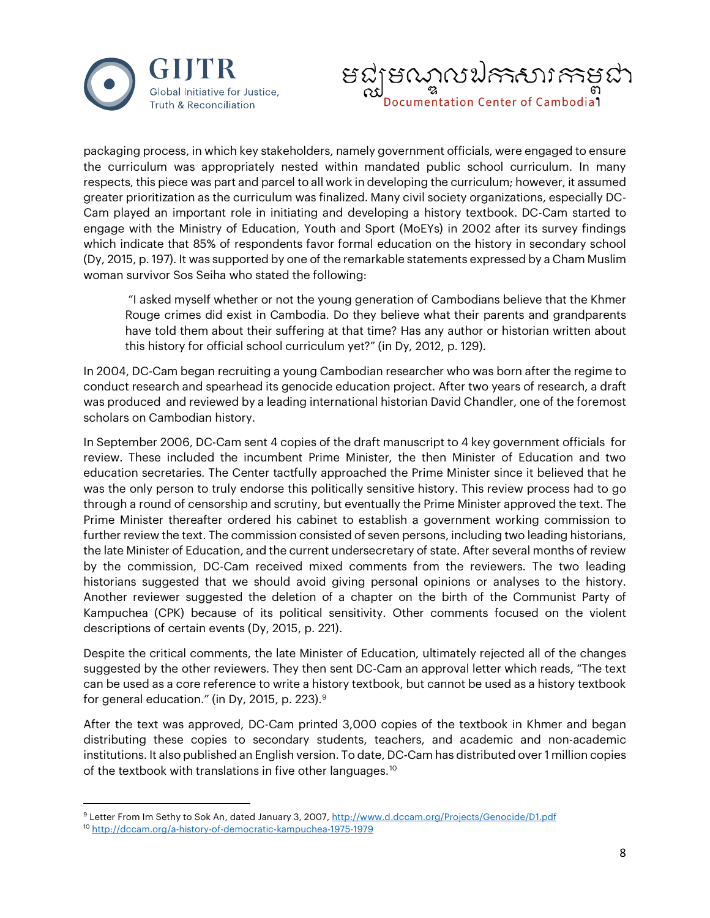packaging process, in which key stakeholders, namely government officials, were engaged to ensure the curriculum was appropriately nested within mandated public school curriculum. In many respects, this piece was part and parcel to all work in developing the curriculum; however, it assumed greater prioritization as the curriculum was finalized. Many civil society organizations, especially DC-Cam played an important role in initiating and developing a history textbook. DC-Cam started to engage with the Ministry of Education, Youth and Sport (MoEYs) in 2002 after its survey findings which indicate that 85% of respondents favor formal education on the history in secondary school (Dy, 2015, p. 197). It was supported by one of the remarkable statements expressed by a Cham Muslim woman survivor Sos Seiha who stated the following:

> "I asked myself whether or not the young generation of Cambodians believe that the Khmer Rouge crimes did exist in Cambodia. Do they believe what their parents and grandparents have told them about their suffering at that time? Has any author or historian written about this history for official school curriculum yet?" (in Dy, 2012, p. 129).

In 2004, DC-Cam began recruiting a young Cambodian researcher who was born after the regime to conduct research and spearhead its genocide education project. After two years of research, a draft was produced and reviewed by a leading international historian David Chandler, one of the foremost scholars on Cambodian history.

In September 2006, DC-Cam sent 4 copies of the draft manuscript to 4 key government officials for review. These included the incumbent Prime Minister, the then Minister of Education and two education secretaries. The Center tactfully approached the Prime Minister since it believed that he was the only person to truly endorse this politically sensitive history. This review process had to go through a round of censorship and scrutiny, but eventually the Prime Minister approved the text. The Prime Minister thereafter ordered his cabinet to establish a government working commission to further review the text. The commission consisted of seven persons, including two leading historians, the late Minister of Education, and the current undersecretary of state. After several months of review by the commission, DC-Cam received mixed comments from the reviewers. The two leading historians suggested that we should avoid giving personal opinions or analyses to the history. Another reviewer suggested the deletion of a chapter on the birth of the Communist Party of Kampuchea (CPK) because of its political sensitivity. Other comments focused on the violent descriptions of certain events (Dy, 2015, p. 221).

Despite the critical comments, the late Minister of Education, ultimately rejected all of the changes suggested by the other reviewers. They then sent DC-Cam an approval letter which reads, "The text can be used as a core reference to write a history textbook, but cannot be used as a history textbook for general education." (in Dy, 2015, p. 223).[9]

After the text was approved, DC-Cam printed 3,000 copies of the textbook in Khmer and began distributing these copies to secondary students, teachers, and academic and non-academic institutions. It also published an English version. To date, DC-Cam has distributed over 1 million copies of the textbook with translations in five other languages.[10]

---

[9] Letter From Im Sethy to Sok An, dated January 3, 2007, http://www.d.dccam.org/Projects/Genocide/D1.pdf

[10] http://dccam.org/a-history-of-democratic-kampuchea-1975-1979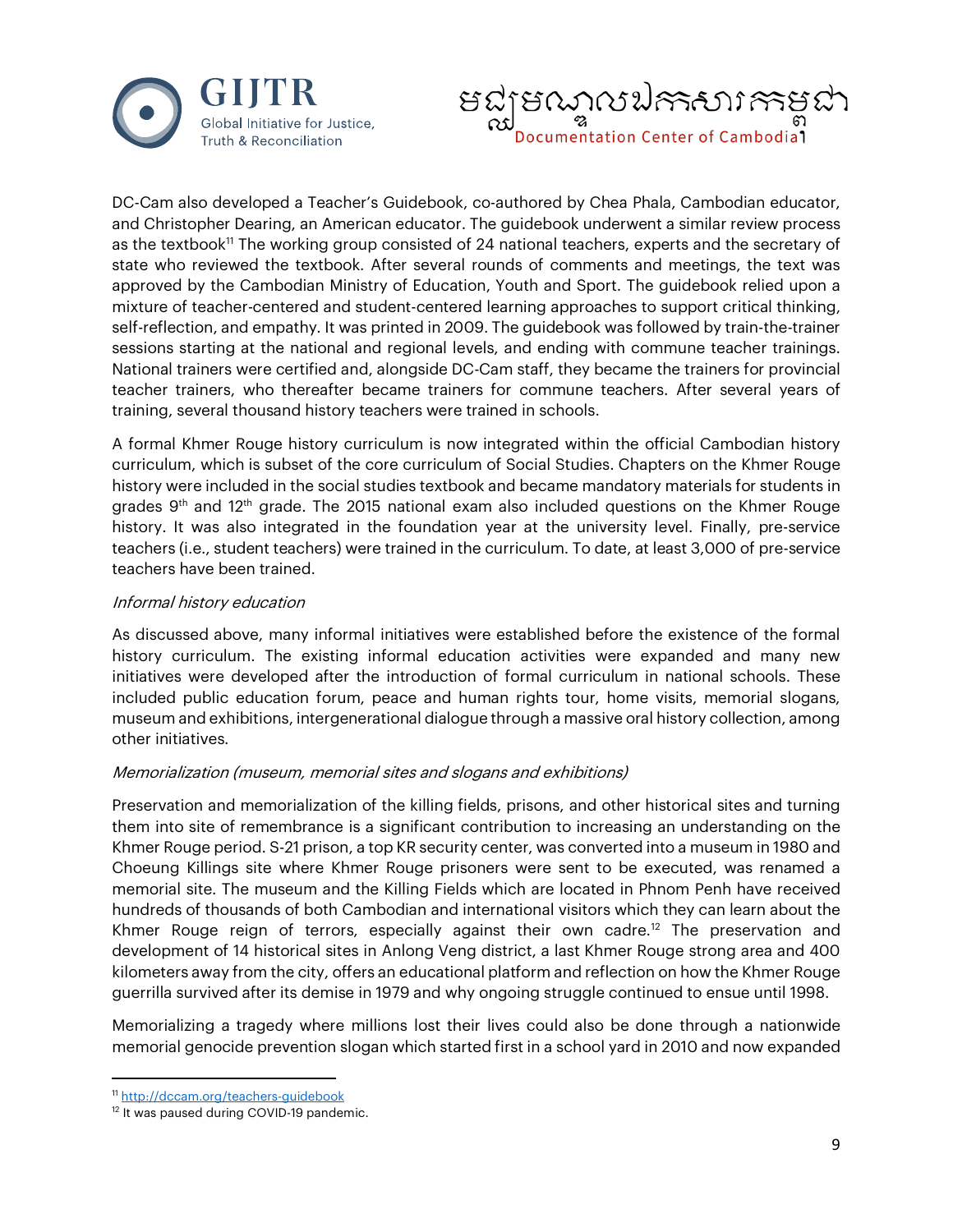DC-Cam also developed a Teacher's Guidebook, co-authored by Chea Phala, Cambodian educator, and Christopher Dearing, an American educator. The guidebook underwent a similar review process as the textbook[11] The working group consisted of 24 national teachers, experts and the secretary of state who reviewed the textbook. After several rounds of comments and meetings, the text was approved by the Cambodian Ministry of Education, Youth and Sport. The guidebook relied upon a mixture of teacher-centered and student-centered learning approaches to support critical thinking, self-reflection, and empathy. It was printed in 2009. The guidebook was followed by train-the-trainer sessions starting at the national and regional levels, and ending with commune teacher trainings. National trainers were certified and, alongside DC-Cam staff, they became the trainers for provincial teacher trainers, who thereafter became trainers for commune teachers. After several years of training, several thousand history teachers were trained in schools.

A formal Khmer Rouge history curriculum is now integrated within the official Cambodian history curriculum, which is subset of the core curriculum of Social Studies. Chapters on the Khmer Rouge history were included in the social studies textbook and became mandatory materials for students in grades 9th and 12th grade. The 2015 national exam also included questions on the Khmer Rouge history. It was also integrated in the foundation year at the university level. Finally, pre-service teachers (i.e., student teachers) were trained in the curriculum. To date, at least 3,000 of pre-service teachers have been trained.

*Informal history education*

As discussed above, many informal initiatives were established before the existence of the formal history curriculum. The existing informal education activities were expanded and many new initiatives were developed after the introduction of formal curriculum in national schools. These included public education forum, peace and human rights tour, home visits, memorial slogans, museum and exhibitions, intergenerational dialogue through a massive oral history collection, among other initiatives.

*Memorialization (museum, memorial sites and slogans and exhibitions)*

Preservation and memorialization of the killing fields, prisons, and other historical sites and turning them into site of remembrance is a significant contribution to increasing an understanding on the Khmer Rouge period. S-21 prison, a top KR security center, was converted into a museum in 1980 and Choeung Killings site where Khmer Rouge prisoners were sent to be executed, was renamed a memorial site. The museum and the Killing Fields which are located in Phnom Penh have received hundreds of thousands of both Cambodian and international visitors which they can learn about the Khmer Rouge reign of terrors, especially against their own cadre.[12] The preservation and development of 14 historical sites in Anlong Veng district, a last Khmer Rouge strong area and 400 kilometers away from the city, offers an educational platform and reflection on how the Khmer Rouge guerrilla survived after its demise in 1979 and why ongoing struggle continued to ensue until 1998.

Memorializing a tragedy where millions lost their lives could also be done through a nationwide memorial genocide prevention slogan which started first in a school yard in 2010 and now expanded

[11] http://dccam.org/teachers-guidebook

[12] It was paused during COVID-19 pandemic.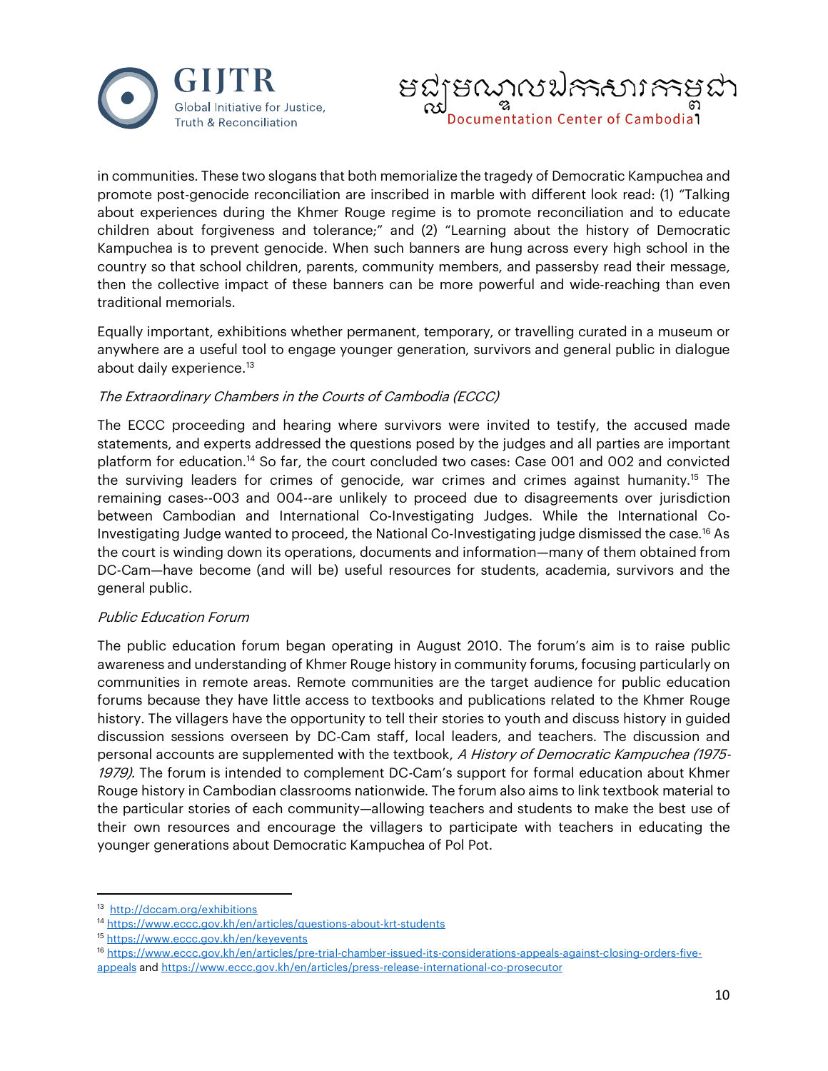in communities. These two slogans that both memorialize the tragedy of Democratic Kampuchea and promote post-genocide reconciliation are inscribed in marble with different look read: (1) "Talking about experiences during the Khmer Rouge regime is to promote reconciliation and to educate children about forgiveness and tolerance;" and (2) "Learning about the history of Democratic Kampuchea is to prevent genocide. When such banners are hung across every high school in the country so that school children, parents, community members, and passersby read their message, then the collective impact of these banners can be more powerful and wide-reaching than even traditional memorials.

Equally important, exhibitions whether permanent, temporary, or travelling curated in a museum or anywhere are a useful tool to engage younger generation, survivors and general public in dialogue about daily experience.[13]

*The Extraordinary Chambers in the Courts of Cambodia (ECCC)*

The ECCC proceeding and hearing where survivors were invited to testify, the accused made statements, and experts addressed the questions posed by the judges and all parties are important platform for education.[14] So far, the court concluded two cases: Case 001 and 002 and convicted the surviving leaders for crimes of genocide, war crimes and crimes against humanity.[15] The remaining cases--003 and 004--are unlikely to proceed due to disagreements over jurisdiction between Cambodian and International Co-Investigating Judges. While the International Co-Investigating Judge wanted to proceed, the National Co-Investigating judge dismissed the case.[16] As the court is winding down its operations, documents and information—many of them obtained from DC-Cam—have become (and will be) useful resources for students, academia, survivors and the general public.

*Public Education Forum*

The public education forum began operating in August 2010. The forum's aim is to raise public awareness and understanding of Khmer Rouge history in community forums, focusing particularly on communities in remote areas. Remote communities are the target audience for public education forums because they have little access to textbooks and publications related to the Khmer Rouge history. The villagers have the opportunity to tell their stories to youth and discuss history in guided discussion sessions overseen by DC-Cam staff, local leaders, and teachers. The discussion and personal accounts are supplemented with the textbook, *A History of Democratic Kampuchea (1975-1979).* The forum is intended to complement DC-Cam's support for formal education about Khmer Rouge history in Cambodian classrooms nationwide. The forum also aims to link textbook material to the particular stories of each community—allowing teachers and students to make the best use of their own resources and encourage the villagers to participate with teachers in educating the younger generations about Democratic Kampuchea of Pol Pot.

---

[13] http://dccam.org/exhibitions

[14] https://www.eccc.gov.kh/en/articles/questions-about-krt-students

[15] https://www.eccc.gov.kh/en/keyevents

[16] https://www.eccc.gov.kh/en/articles/pre-trial-chamber-issued-its-considerations-appeals-against-closing-orders-five-appeals and https://www.eccc.gov.kh/en/articles/press-release-international-co-prosecutor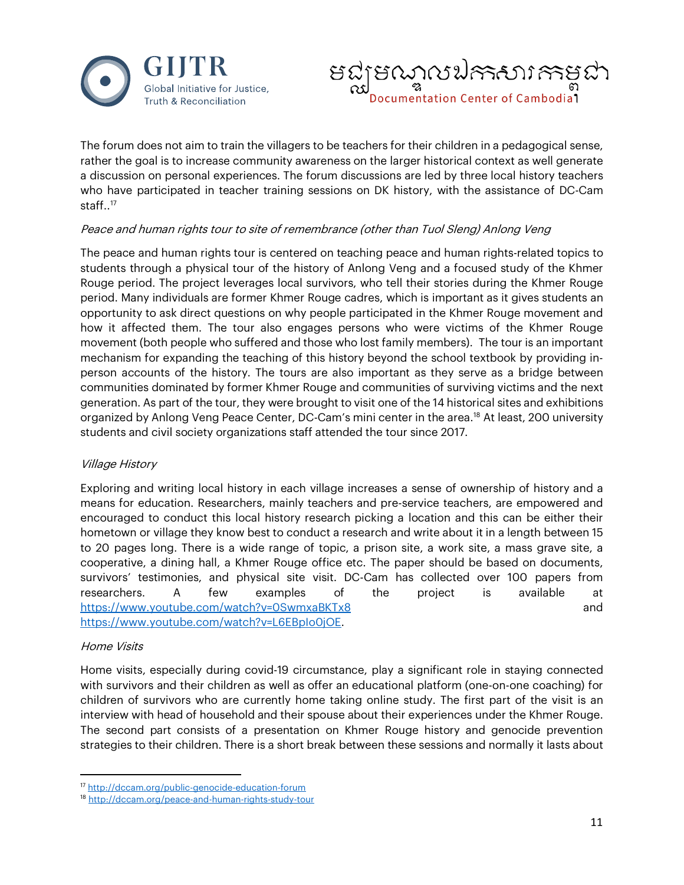The forum does not aim to train the villagers to be teachers for their children in a pedagogical sense, rather the goal is to increase community awareness on the larger historical context as well generate a discussion on personal experiences. The forum discussions are led by three local history teachers who have participated in teacher training sessions on DK history, with the assistance of DC-Cam staff..[17]

*Peace and human rights tour to site of remembrance (other than Tuol Sleng) Anlong Veng*

The peace and human rights tour is centered on teaching peace and human rights-related topics to students through a physical tour of the history of Anlong Veng and a focused study of the Khmer Rouge period. The project leverages local survivors, who tell their stories during the Khmer Rouge period. Many individuals are former Khmer Rouge cadres, which is important as it gives students an opportunity to ask direct questions on why people participated in the Khmer Rouge movement and how it affected them. The tour also engages persons who were victims of the Khmer Rouge movement (both people who suffered and those who lost family members). The tour is an important mechanism for expanding the teaching of this history beyond the school textbook by providing in-person accounts of the history. The tours are also important as they serve as a bridge between communities dominated by former Khmer Rouge and communities of surviving victims and the next generation. As part of the tour, they were brought to visit one of the 14 historical sites and exhibitions organized by Anlong Veng Peace Center, DC-Cam's mini center in the area.[18] At least, 200 university students and civil society organizations staff attended the tour since 2017.

*Village History*

Exploring and writing local history in each village increases a sense of ownership of history and a means for education. Researchers, mainly teachers and pre-service teachers, are empowered and encouraged to conduct this local history research picking a location and this can be either their hometown or village they know best to conduct a research and write about it in a length between 15 to 20 pages long. There is a wide range of topic, a prison site, a work site, a mass grave site, a cooperative, a dining hall, a Khmer Rouge office etc. The paper should be based on documents, survivors' testimonies, and physical site visit. DC-Cam has collected over 100 papers from researchers. A few examples of the project is available at https://www.youtube.com/watch?v=0SwmxaBKTx8 and https://www.youtube.com/watch?v=L6EBplo0jOE.

*Home Visits*

Home visits, especially during covid-19 circumstance, play a significant role in staying connected with survivors and their children as well as offer an educational platform (one-on-one coaching) for children of survivors who are currently home taking online study. The first part of the visit is an interview with head of household and their spouse about their experiences under the Khmer Rouge. The second part consists of a presentation on Khmer Rouge history and genocide prevention strategies to their children. There is a short break between these sessions and normally it lasts about

[17] http://dccam.org/public-genocide-education-forum

[18] http://dccam.org/peace-and-human-rights-study-tour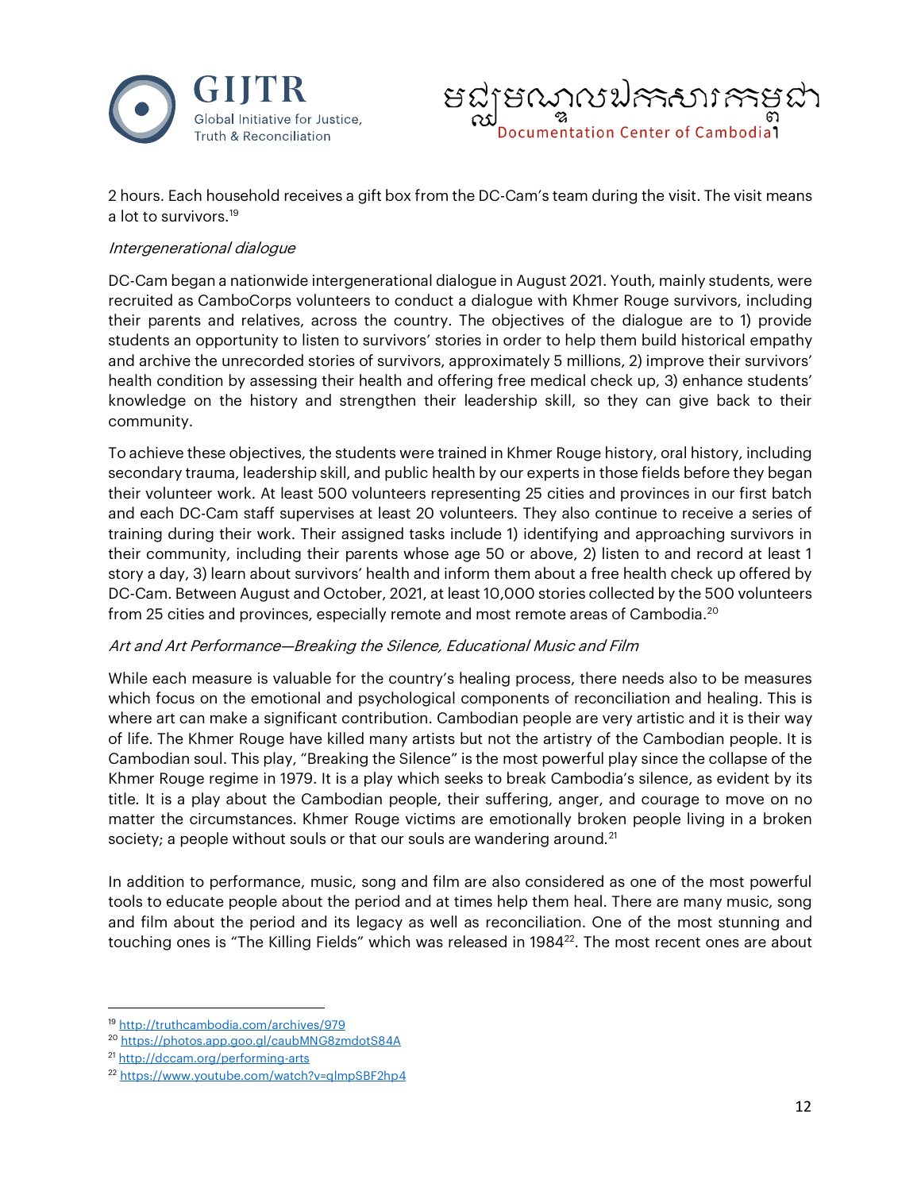2 hours. Each household receives a gift box from the DC-Cam's team during the visit. The visit means a lot to survivors.[19]

*Intergenerational dialogue*

DC-Cam began a nationwide intergenerational dialogue in August 2021. Youth, mainly students, were recruited as CamboCorps volunteers to conduct a dialogue with Khmer Rouge survivors, including their parents and relatives, across the country. The objectives of the dialogue are to 1) provide students an opportunity to listen to survivors' stories in order to help them build historical empathy and archive the unrecorded stories of survivors, approximately 5 millions, 2) improve their survivors' health condition by assessing their health and offering free medical check up, 3) enhance students' knowledge on the history and strengthen their leadership skill, so they can give back to their community.

To achieve these objectives, the students were trained in Khmer Rouge history, oral history, including secondary trauma, leadership skill, and public health by our experts in those fields before they began their volunteer work. At least 500 volunteers representing 25 cities and provinces in our first batch and each DC-Cam staff supervises at least 20 volunteers. They also continue to receive a series of training during their work. Their assigned tasks include 1) identifying and approaching survivors in their community, including their parents whose age 50 or above, 2) listen to and record at least 1 story a day, 3) learn about survivors' health and inform them about a free health check up offered by DC-Cam. Between August and October, 2021, at least 10,000 stories collected by the 500 volunteers from 25 cities and provinces, especially remote and most remote areas of Cambodia.[20]

*Art and Art Performance—Breaking the Silence, Educational Music and Film*

While each measure is valuable for the country's healing process, there needs also to be measures which focus on the emotional and psychological components of reconciliation and healing. This is where art can make a significant contribution. Cambodian people are very artistic and it is their way of life. The Khmer Rouge have killed many artists but not the artistry of the Cambodian people. It is Cambodian soul. This play, "Breaking the Silence" is the most powerful play since the collapse of the Khmer Rouge regime in 1979. It is a play which seeks to break Cambodia's silence, as evident by its title. It is a play about the Cambodian people, their suffering, anger, and courage to move on no matter the circumstances. Khmer Rouge victims are emotionally broken people living in a broken society; a people without souls or that our souls are wandering around.[21]

In addition to performance, music, song and film are also considered as one of the most powerful tools to educate people about the period and at times help them heal. There are many music, song and film about the period and its legacy as well as reconciliation. One of the most stunning and touching ones is "The Killing Fields" which was released in 1984[22]. The most recent ones are about

---

[19] http://truthcambodia.com/archives/979

[20] https://photos.app.goo.gl/caubMNG8zmdotS84A

[21] http://dccam.org/performing-arts

[22] https://www.youtube.com/watch?v=qlmpSBF2hp4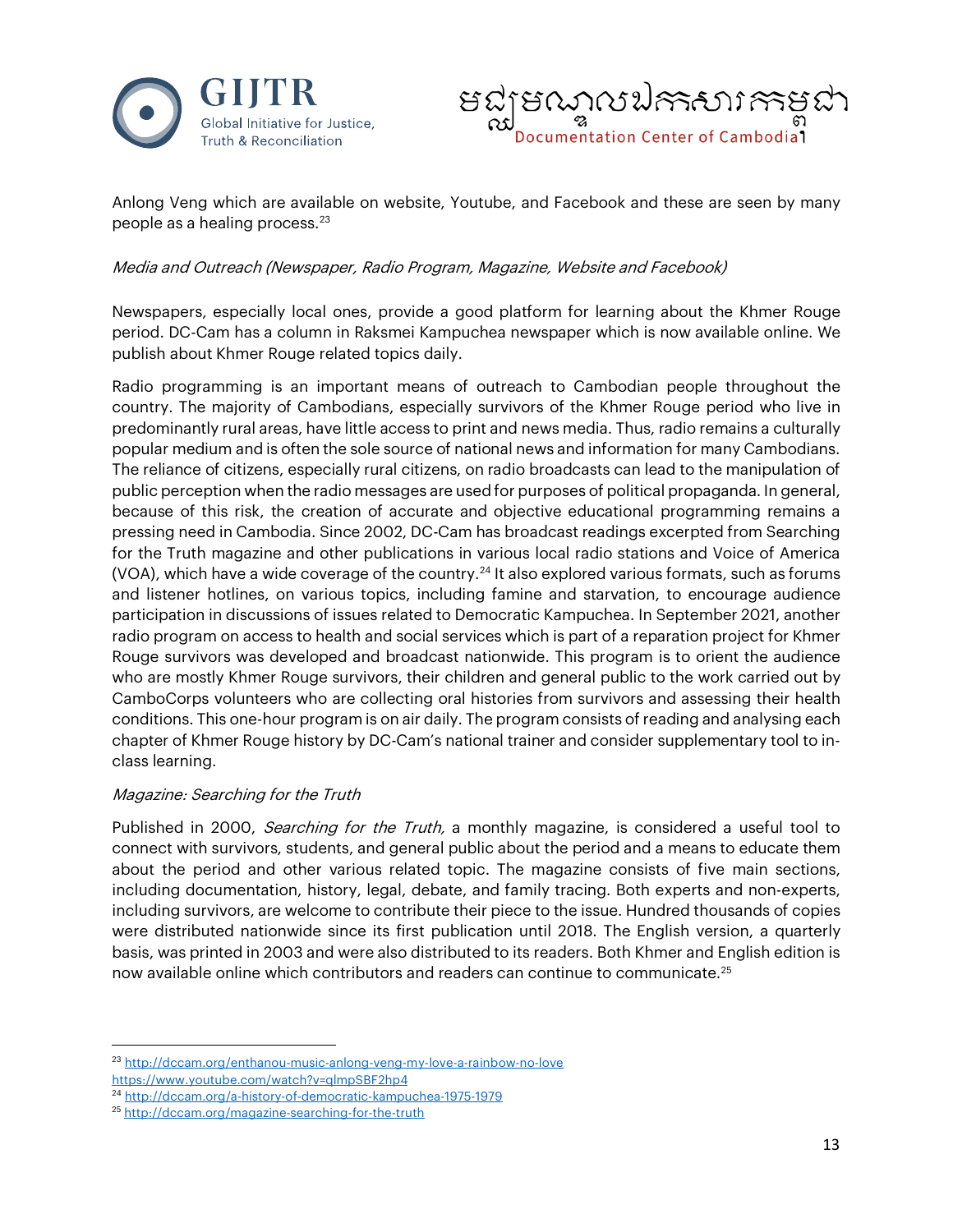Anlong Veng which are available on website, Youtube, and Facebook and these are seen by many people as a healing process.[23]

*Media and Outreach (Newspaper, Radio Program, Magazine, Website and Facebook)*

Newspapers, especially local ones, provide a good platform for learning about the Khmer Rouge period. DC-Cam has a column in Raksmei Kampuchea newspaper which is now available online. We publish about Khmer Rouge related topics daily.

Radio programming is an important means of outreach to Cambodian people throughout the country. The majority of Cambodians, especially survivors of the Khmer Rouge period who live in predominantly rural areas, have little access to print and news media. Thus, radio remains a culturally popular medium and is often the sole source of national news and information for many Cambodians. The reliance of citizens, especially rural citizens, on radio broadcasts can lead to the manipulation of public perception when the radio messages are used for purposes of political propaganda. In general, because of this risk, the creation of accurate and objective educational programming remains a pressing need in Cambodia. Since 2002, DC-Cam has broadcast readings excerpted from Searching for the Truth magazine and other publications in various local radio stations and Voice of America (VOA), which have a wide coverage of the country.[24] It also explored various formats, such as forums and listener hotlines, on various topics, including famine and starvation, to encourage audience participation in discussions of issues related to Democratic Kampuchea. In September 2021, another radio program on access to health and social services which is part of a reparation project for Khmer Rouge survivors was developed and broadcast nationwide. This program is to orient the audience who are mostly Khmer Rouge survivors, their children and general public to the work carried out by CamboCorps volunteers who are collecting oral histories from survivors and assessing their health conditions. This one-hour program is on air daily. The program consists of reading and analysing each chapter of Khmer Rouge history by DC-Cam's national trainer and consider supplementary tool to in-class learning.

*Magazine: Searching for the Truth*

Published in 2000, *Searching for the Truth,* a monthly magazine, is considered a useful tool to connect with survivors, students, and general public about the period and a means to educate them about the period and other various related topic. The magazine consists of five main sections, including documentation, history, legal, debate, and family tracing. Both experts and non-experts, including survivors, are welcome to contribute their piece to the issue. Hundred thousands of copies were distributed nationwide since its first publication until 2018. The English version, a quarterly basis, was printed in 2003 and were also distributed to its readers. Both Khmer and English edition is now available online which contributors and readers can continue to communicate.[25]

---

[23] http://dccam.org/enthanou-music-anlong-veng-my-love-a-rainbow-no-love
https://www.youtube.com/watch?v=qlmpSBF2hp4

[24] http://dccam.org/a-history-of-democratic-kampuchea-1975-1979

[25] http://dccam.org/magazine-searching-for-the-truth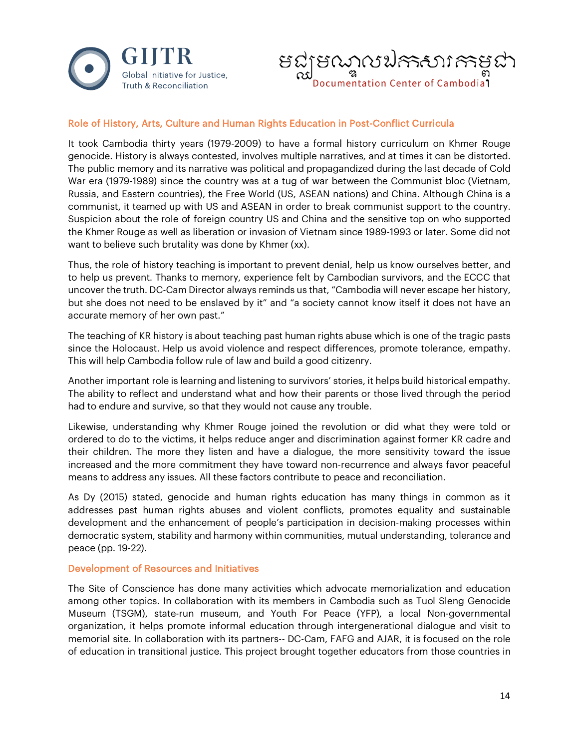## Role of History, Arts, Culture and Human Rights Education in Post-Conflict Curricula

It took Cambodia thirty years (1979-2009) to have a formal history curriculum on Khmer Rouge genocide. History is always contested, involves multiple narratives, and at times it can be distorted. The public memory and its narrative was political and propagandized during the last decade of Cold War era (1979-1989) since the country was at a tug of war between the Communist bloc (Vietnam, Russia, and Eastern countries), the Free World (US, ASEAN nations) and China. Although China is a communist, it teamed up with US and ASEAN in order to break communist support to the country. Suspicion about the role of foreign country US and China and the sensitive top on who supported the Khmer Rouge as well as liberation or invasion of Vietnam since 1989-1993 or later. Some did not want to believe such brutality was done by Khmer (xx).

Thus, the role of history teaching is important to prevent denial, help us know ourselves better, and to help us prevent. Thanks to memory, experience felt by Cambodian survivors, and the ECCC that uncover the truth. DC-Cam Director always reminds us that, "Cambodia will never escape her history, but she does not need to be enslaved by it" and "a society cannot know itself it does not have an accurate memory of her own past."

The teaching of KR history is about teaching past human rights abuse which is one of the tragic pasts since the Holocaust. Help us avoid violence and respect differences, promote tolerance, empathy. This will help Cambodia follow rule of law and build a good citizenry.

Another important role is learning and listening to survivors' stories, it helps build historical empathy. The ability to reflect and understand what and how their parents or those lived through the period had to endure and survive, so that they would not cause any trouble.

Likewise, understanding why Khmer Rouge joined the revolution or did what they were told or ordered to do to the victims, it helps reduce anger and discrimination against former KR cadre and their children. The more they listen and have a dialogue, the more sensitivity toward the issue increased and the more commitment they have toward non-recurrence and always favor peaceful means to address any issues. All these factors contribute to peace and reconciliation.

As Dy (2015) stated, genocide and human rights education has many things in common as it addresses past human rights abuses and violent conflicts, promotes equality and sustainable development and the enhancement of people's participation in decision-making processes within democratic system, stability and harmony within communities, mutual understanding, tolerance and peace (pp. 19-22).

## Development of Resources and Initiatives

The Site of Conscience has done many activities which advocate memorialization and education among other topics. In collaboration with its members in Cambodia such as Tuol Sleng Genocide Museum (TSGM), state-run museum, and Youth For Peace (YFP), a local Non-governmental organization, it helps promote informal education through intergenerational dialogue and visit to memorial site. In collaboration with its partners-- DC-Cam, FAFG and AJAR, it is focused on the role of education in transitional justice. This project brought together educators from those countries in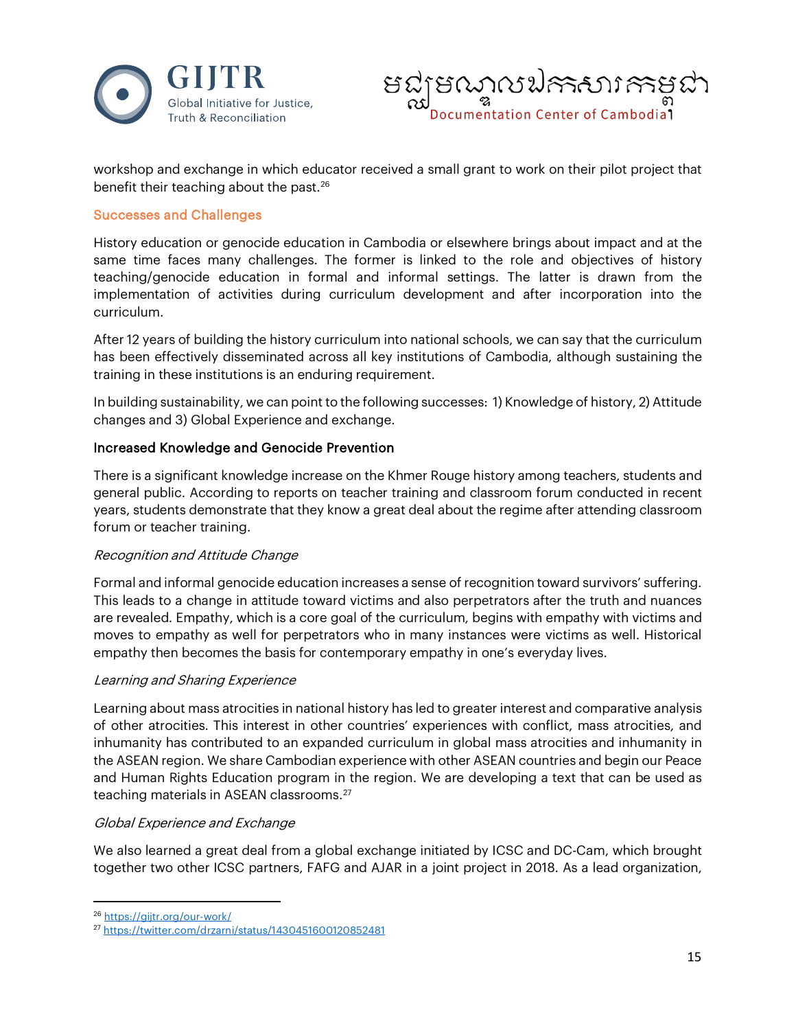workshop and exchange in which educator received a small grant to work on their pilot project that benefit their teaching about the past.[26]

## Successes and Challenges

History education or genocide education in Cambodia or elsewhere brings about impact and at the same time faces many challenges. The former is linked to the role and objectives of history teaching/genocide education in formal and informal settings. The latter is drawn from the implementation of activities during curriculum development and after incorporation into the curriculum.

After 12 years of building the history curriculum into national schools, we can say that the curriculum has been effectively disseminated across all key institutions of Cambodia, although sustaining the training in these institutions is an enduring requirement.

In building sustainability, we can point to the following successes: 1) Knowledge of history, 2) Attitude changes and 3) Global Experience and exchange.

### Increased Knowledge and Genocide Prevention

There is a significant knowledge increase on the Khmer Rouge history among teachers, students and general public. According to reports on teacher training and classroom forum conducted in recent years, students demonstrate that they know a great deal about the regime after attending classroom forum or teacher training.

*Recognition and Attitude Change*

Formal and informal genocide education increases a sense of recognition toward survivors' suffering. This leads to a change in attitude toward victims and also perpetrators after the truth and nuances are revealed. Empathy, which is a core goal of the curriculum, begins with empathy with victims and moves to empathy as well for perpetrators who in many instances were victims as well. Historical empathy then becomes the basis for contemporary empathy in one's everyday lives.

*Learning and Sharing Experience*

Learning about mass atrocities in national history has led to greater interest and comparative analysis of other atrocities. This interest in other countries' experiences with conflict, mass atrocities, and inhumanity has contributed to an expanded curriculum in global mass atrocities and inhumanity in the ASEAN region. We share Cambodian experience with other ASEAN countries and begin our Peace and Human Rights Education program in the region. We are developing a text that can be used as teaching materials in ASEAN classrooms.[27]

*Global Experience and Exchange*

We also learned a great deal from a global exchange initiated by ICSC and DC-Cam, which brought together two other ICSC partners, FAFG and AJAR in a joint project in 2018. As a lead organization,

---

[26] https://gijtr.org/our-work/

[27] https://twitter.com/drzarni/status/1430451600120852481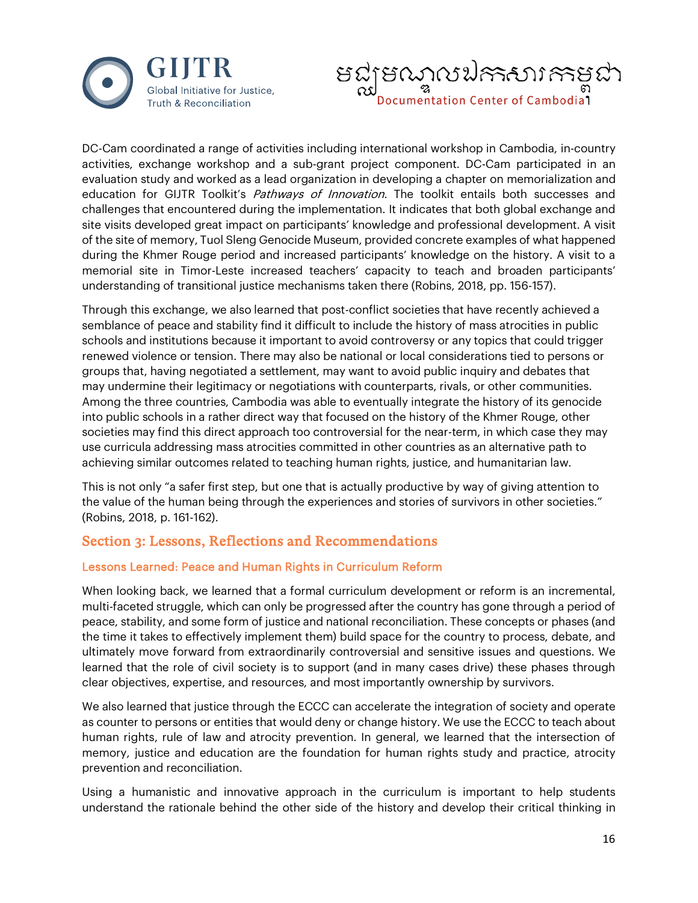DC-Cam coordinated a range of activities including international workshop in Cambodia, in-country activities, exchange workshop and a sub-grant project component. DC-Cam participated in an evaluation study and worked as a lead organization in developing a chapter on memorialization and education for GIJTR Toolkit's *Pathways of Innovation.* The toolkit entails both successes and challenges that encountered during the implementation. It indicates that both global exchange and site visits developed great impact on participants' knowledge and professional development. A visit of the site of memory, Tuol Sleng Genocide Museum, provided concrete examples of what happened during the Khmer Rouge period and increased participants' knowledge on the history. A visit to a memorial site in Timor-Leste increased teachers' capacity to teach and broaden participants' understanding of transitional justice mechanisms taken there (Robins, 2018, pp. 156-157).

Through this exchange, we also learned that post-conflict societies that have recently achieved a semblance of peace and stability find it difficult to include the history of mass atrocities in public schools and institutions because it important to avoid controversy or any topics that could trigger renewed violence or tension. There may also be national or local considerations tied to persons or groups that, having negotiated a settlement, may want to avoid public inquiry and debates that may undermine their legitimacy or negotiations with counterparts, rivals, or other communities. Among the three countries, Cambodia was able to eventually integrate the history of its genocide into public schools in a rather direct way that focused on the history of the Khmer Rouge, other societies may find this direct approach too controversial for the near-term, in which case they may use curricula addressing mass atrocities committed in other countries as an alternative path to achieving similar outcomes related to teaching human rights, justice, and humanitarian law.

This is not only "a safer first step, but one that is actually productive by way of giving attention to the value of the human being through the experiences and stories of survivors in other societies." (Robins, 2018, p. 161-162).

## Section 3: Lessons, Reflections and Recommendations

### Lessons Learned: Peace and Human Rights in Curriculum Reform

When looking back, we learned that a formal curriculum development or reform is an incremental, multi-faceted struggle, which can only be progressed after the country has gone through a period of peace, stability, and some form of justice and national reconciliation. These concepts or phases (and the time it takes to effectively implement them) build space for the country to process, debate, and ultimately move forward from extraordinarily controversial and sensitive issues and questions. We learned that the role of civil society is to support (and in many cases drive) these phases through clear objectives, expertise, and resources, and most importantly ownership by survivors.

We also learned that justice through the ECCC can accelerate the integration of society and operate as counter to persons or entities that would deny or change history. We use the ECCC to teach about human rights, rule of law and atrocity prevention. In general, we learned that the intersection of memory, justice and education are the foundation for human rights study and practice, atrocity prevention and reconciliation.

Using a humanistic and innovative approach in the curriculum is important to help students understand the rationale behind the other side of the history and develop their critical thinking in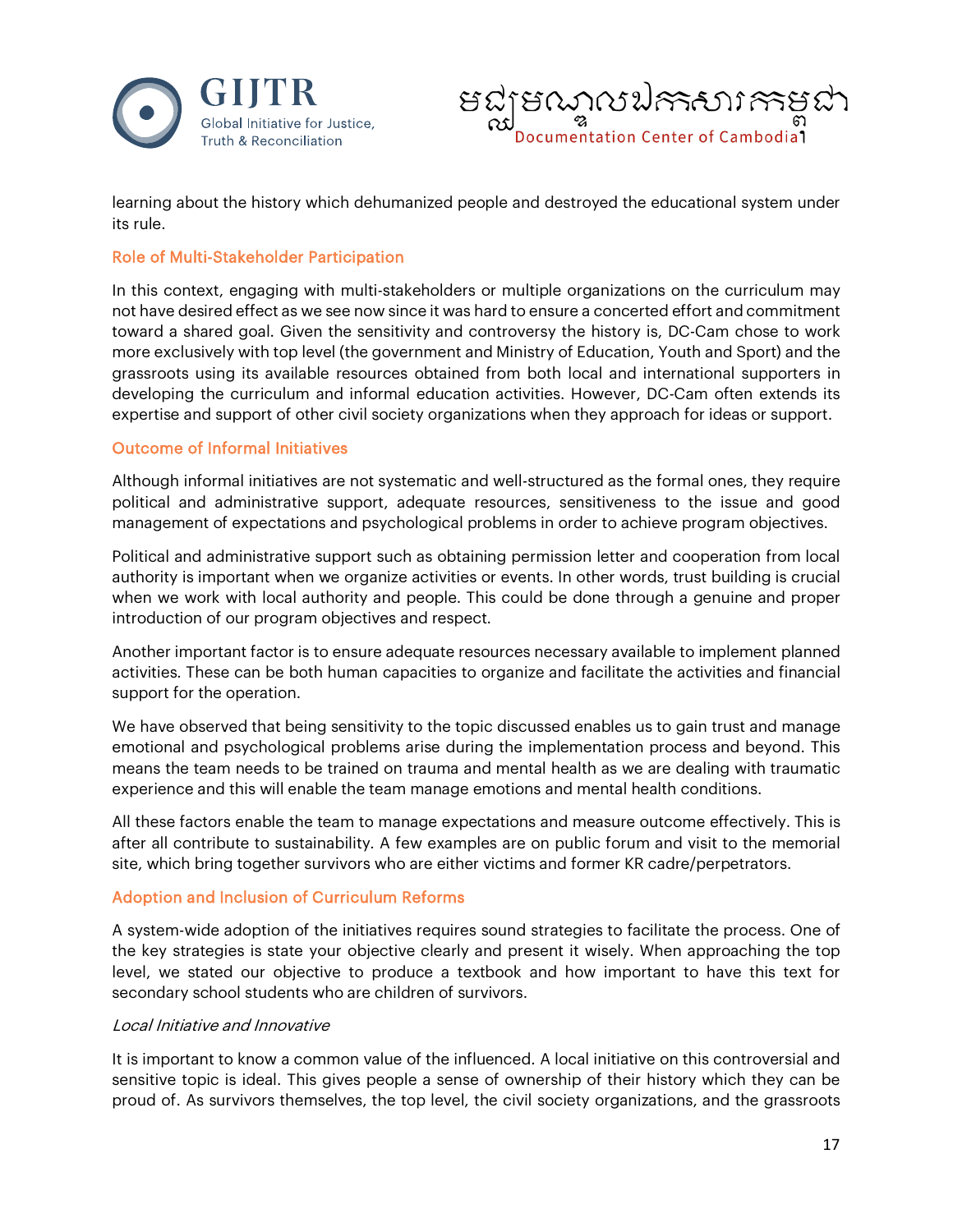learning about the history which dehumanized people and destroyed the educational system under its rule.

### Role of Multi-Stakeholder Participation

In this context, engaging with multi-stakeholders or multiple organizations on the curriculum may not have desired effect as we see now since it was hard to ensure a concerted effort and commitment toward a shared goal. Given the sensitivity and controversy the history is, DC-Cam chose to work more exclusively with top level (the government and Ministry of Education, Youth and Sport) and the grassroots using its available resources obtained from both local and international supporters in developing the curriculum and informal education activities. However, DC-Cam often extends its expertise and support of other civil society organizations when they approach for ideas or support.

### Outcome of Informal Initiatives

Although informal initiatives are not systematic and well-structured as the formal ones, they require political and administrative support, adequate resources, sensitiveness to the issue and good management of expectations and psychological problems in order to achieve program objectives.

Political and administrative support such as obtaining permission letter and cooperation from local authority is important when we organize activities or events. In other words, trust building is crucial when we work with local authority and people. This could be done through a genuine and proper introduction of our program objectives and respect.

Another important factor is to ensure adequate resources necessary available to implement planned activities. These can be both human capacities to organize and facilitate the activities and financial support for the operation.

We have observed that being sensitivity to the topic discussed enables us to gain trust and manage emotional and psychological problems arise during the implementation process and beyond. This means the team needs to be trained on trauma and mental health as we are dealing with traumatic experience and this will enable the team manage emotions and mental health conditions.

All these factors enable the team to manage expectations and measure outcome effectively. This is after all contribute to sustainability. A few examples are on public forum and visit to the memorial site, which bring together survivors who are either victims and former KR cadre/perpetrators.

### Adoption and Inclusion of Curriculum Reforms

A system-wide adoption of the initiatives requires sound strategies to facilitate the process. One of the key strategies is state your objective clearly and present it wisely. When approaching the top level, we stated our objective to produce a textbook and how important to have this text for secondary school students who are children of survivors.

#### *Local Initiative and Innovative*

It is important to know a common value of the influenced. A local initiative on this controversial and sensitive topic is ideal. This gives people a sense of ownership of their history which they can be proud of. As survivors themselves, the top level, the civil society organizations, and the grassroots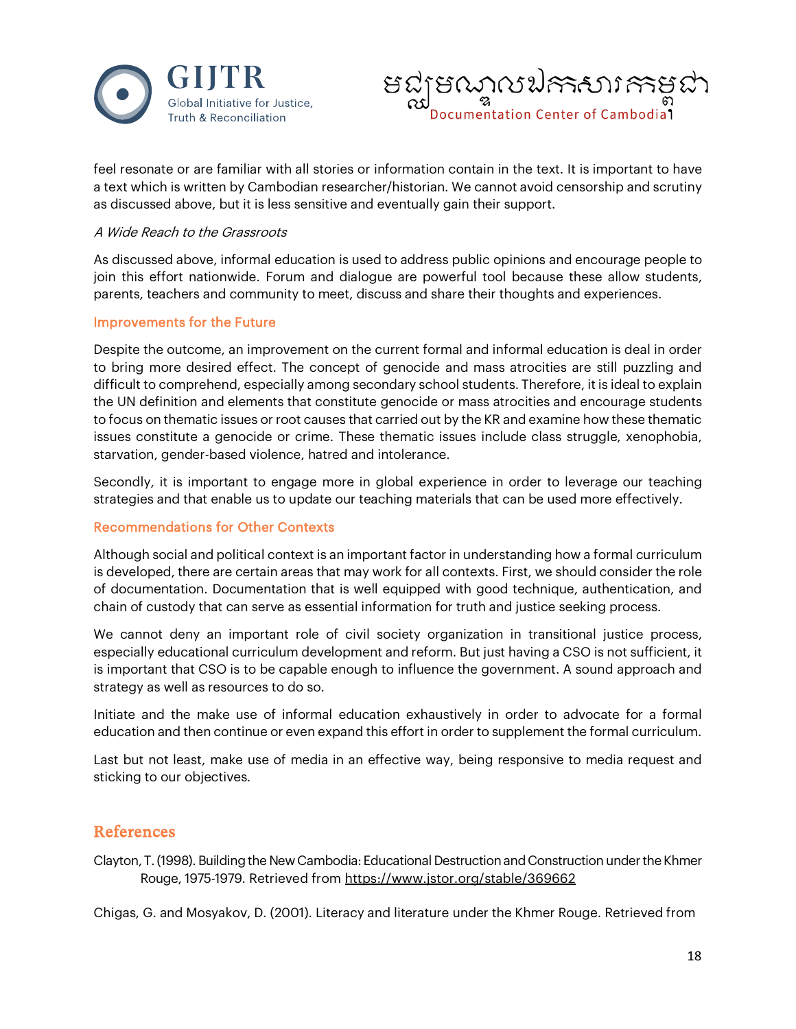feel resonate or are familiar with all stories or information contain in the text. It is important to have a text which is written by Cambodian researcher/historian. We cannot avoid censorship and scrutiny as discussed above, but it is less sensitive and eventually gain their support.

*A Wide Reach to the Grassroots*

As discussed above, informal education is used to address public opinions and encourage people to join this effort nationwide. Forum and dialogue are powerful tool because these allow students, parents, teachers and community to meet, discuss and share their thoughts and experiences.

### Improvements for the Future

Despite the outcome, an improvement on the current formal and informal education is deal in order to bring more desired effect. The concept of genocide and mass atrocities are still puzzling and difficult to comprehend, especially among secondary school students. Therefore, it is ideal to explain the UN definition and elements that constitute genocide or mass atrocities and encourage students to focus on thematic issues or root causes that carried out by the KR and examine how these thematic issues constitute a genocide or crime. These thematic issues include class struggle, xenophobia, starvation, gender-based violence, hatred and intolerance.

Secondly, it is important to engage more in global experience in order to leverage our teaching strategies and that enable us to update our teaching materials that can be used more effectively.

### Recommendations for Other Contexts

Although social and political context is an important factor in understanding how a formal curriculum is developed, there are certain areas that may work for all contexts. First, we should consider the role of documentation. Documentation that is well equipped with good technique, authentication, and chain of custody that can serve as essential information for truth and justice seeking process.

We cannot deny an important role of civil society organization in transitional justice process, especially educational curriculum development and reform. But just having a CSO is not sufficient, it is important that CSO is to be capable enough to influence the government. A sound approach and strategy as well as resources to do so.

Initiate and the make use of informal education exhaustively in order to advocate for a formal education and then continue or even expand this effort in order to supplement the formal curriculum.

Last but not least, make use of media in an effective way, being responsive to media request and sticking to our objectives.

## References

Clayton, T. (1998). Building the New Cambodia: Educational Destruction and Construction under the Khmer Rouge, 1975-1979. Retrieved from https://www.jstor.org/stable/369662

Chigas, G. and Mosyakov, D. (2001). Literacy and literature under the Khmer Rouge. Retrieved from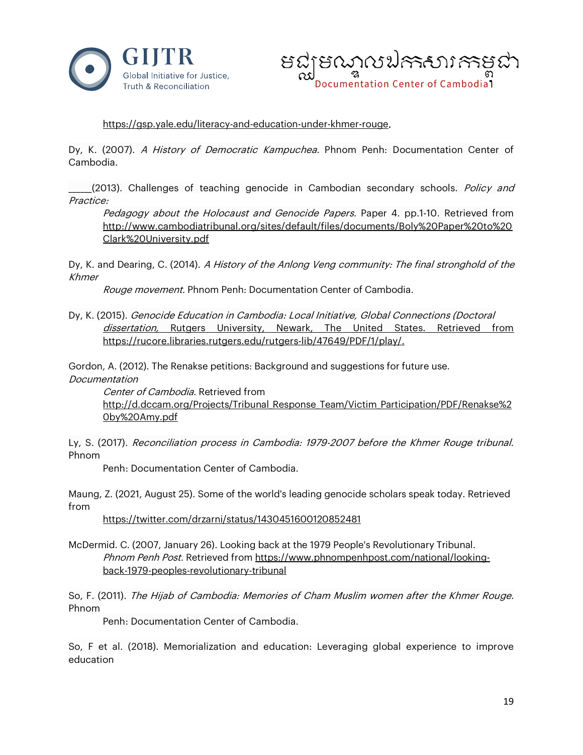https://gsp.yale.edu/literacy-and-education-under-khmer-rouge.

Dy, K. (2007). *A History of Democratic Kampuchea.* Phnom Penh: Documentation Center of Cambodia.

_____(2013). Challenges of teaching genocide in Cambodian secondary schools. *Policy and Practice: Pedagogy about the Holocaust and Genocide Papers.* Paper 4. pp.1-10. Retrieved from http://www.cambodiatribunal.org/sites/default/files/documents/Boly%20Paper%20to%20Clark%20University.pdf

Dy, K. and Dearing, C. (2014). *A History of the Anlong Veng community: The final stronghold of the Khmer Rouge movement.* Phnom Penh: Documentation Center of Cambodia.

Dy, K. (2015). *Genocide Education in Cambodia: Local Initiative, Global Connections (Doctoral dissertation,* Rutgers University, Newark, The United States. Retrieved from https://rucore.libraries.rutgers.edu/rutgers-lib/47649/PDF/1/play/.

Gordon, A. (2012). The Renakse petitions: Background and suggestions for future use. *Documentation Center of Cambodia.* Retrieved from http://d.dccam.org/Projects/Tribunal_Response_Team/Victim_Participation/PDF/Renakse%20by%20Amy.pdf

Ly, S. (2017). *Reconciliation process in Cambodia: 1979-2007 before the Khmer Rouge tribunal.* Phnom Penh: Documentation Center of Cambodia.

Maung, Z. (2021, August 25). Some of the world's leading genocide scholars speak today. Retrieved from https://twitter.com/drzarni/status/1430451600120852481

McDermid. C. (2007, January 26). Looking back at the 1979 People's Revolutionary Tribunal. *Phnom Penh Post.* Retrieved from https://www.phnompenhpost.com/national/looking-back-1979-peoples-revolutionary-tribunal

So, F. (2011). *The Hijab of Cambodia: Memories of Cham Muslim women after the Khmer Rouge.* Phnom Penh: Documentation Center of Cambodia.

So, F et al. (2018). Memorialization and education: Leveraging global experience to improve education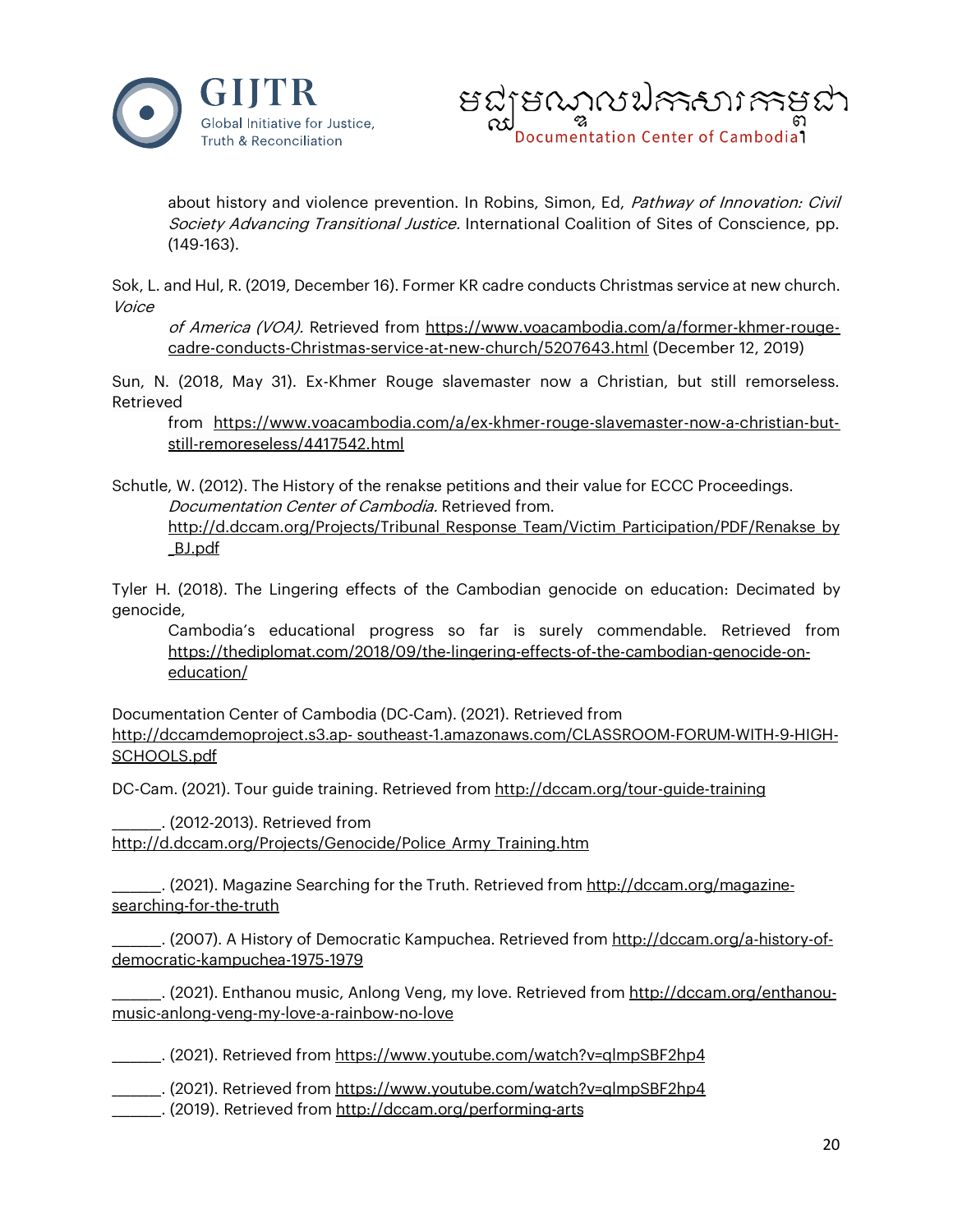about history and violence prevention. In Robins, Simon, Ed, *Pathway of Innovation: Civil Society Advancing Transitional Justice.* International Coalition of Sites of Conscience, pp. (149-163).

Sok, L. and Hul, R. (2019, December 16). Former KR cadre conducts Christmas service at new church. *Voice of America (VOA).* Retrieved from https://www.voacambodia.com/a/former-khmer-rouge-cadre-conducts-Christmas-service-at-new-church/5207643.html (December 12, 2019)

Sun, N. (2018, May 31). Ex-Khmer Rouge slavemaster now a Christian, but still remorseless. Retrieved from https://www.voacambodia.com/a/ex-khmer-rouge-slavemaster-now-a-christian-but-still-remoreseless/4417542.html

Schutle, W. (2012). The History of the renakse petitions and their value for ECCC Proceedings. *Documentation Center of Cambodia.* Retrieved from. http://d.dccam.org/Projects/Tribunal_Response_Team/Victim_Participation/PDF/Renakse_by_BJ.pdf

Tyler H. (2018). The Lingering effects of the Cambodian genocide on education: Decimated by genocide, Cambodia's educational progress so far is surely commendable. Retrieved from https://thediplomat.com/2018/09/the-lingering-effects-of-the-cambodian-genocide-on-education/

Documentation Center of Cambodia (DC-Cam). (2021). Retrieved from http://dccamdemoproject.s3.ap- southeast-1.amazonaws.com/CLASSROOM-FORUM-WITH-9-HIGH-SCHOOLS.pdf

DC-Cam. (2021). Tour guide training. Retrieved from http://dccam.org/tour-guide-training

______. (2012-2013). Retrieved from http://d.dccam.org/Projects/Genocide/Police_Army_Training.htm

______. (2021). Magazine Searching for the Truth. Retrieved from http://dccam.org/magazine-searching-for-the-truth

______. (2007). A History of Democratic Kampuchea. Retrieved from http://dccam.org/a-history-of-democratic-kampuchea-1975-1979

______. (2021). Enthanou music, Anlong Veng, my love. Retrieved from http://dccam.org/enthanou-music-anlong-veng-my-love-a-rainbow-no-love

______. (2021). Retrieved from https://www.youtube.com/watch?v=qlmpSBF2hp4

______. (2021). Retrieved from https://www.youtube.com/watch?v=qlmpSBF2hp4

______. (2019). Retrieved from http://dccam.org/performing-arts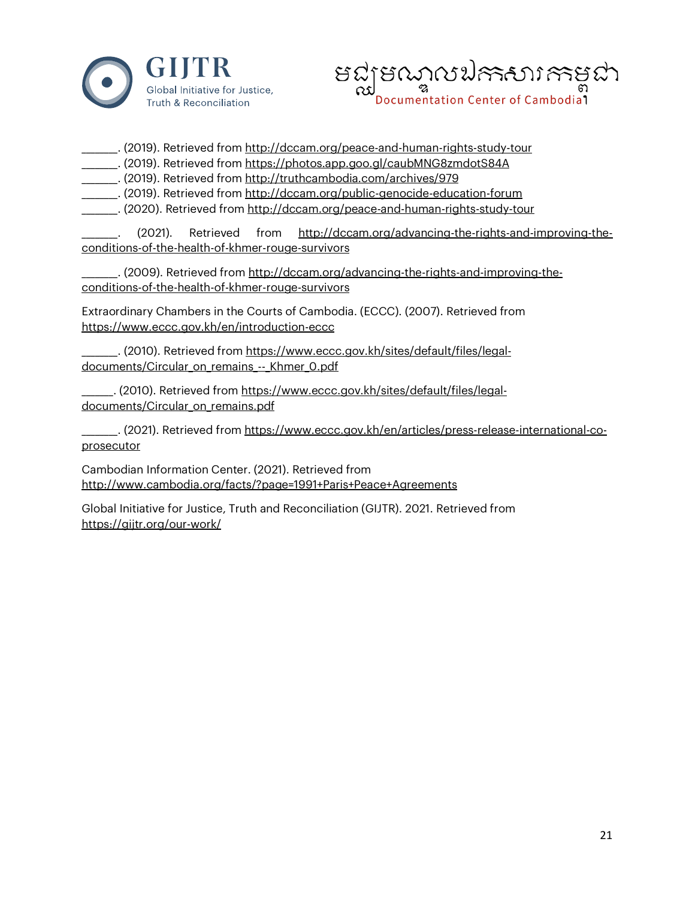______. (2019). Retrieved from http://dccam.org/peace-and-human-rights-study-tour
______. (2019). Retrieved from https://photos.app.goo.gl/caubMNG8zmdotS84A
______. (2019). Retrieved from http://truthcambodia.com/archives/979
______. (2019). Retrieved from http://dccam.org/public-genocide-education-forum
______. (2020). Retrieved from http://dccam.org/peace-and-human-rights-study-tour

______. (2021). Retrieved from http://dccam.org/advancing-the-rights-and-improving-the-conditions-of-the-health-of-khmer-rouge-survivors

______. (2009). Retrieved from http://dccam.org/advancing-the-rights-and-improving-the-conditions-of-the-health-of-khmer-rouge-survivors

Extraordinary Chambers in the Courts of Cambodia. (ECCC). (2007). Retrieved from https://www.eccc.gov.kh/en/introduction-eccc

______. (2010). Retrieved from https://www.eccc.gov.kh/sites/default/files/legal-documents/Circular_on_remains_--_Khmer_0.pdf

_____. (2010). Retrieved from https://www.eccc.gov.kh/sites/default/files/legal-documents/Circular_on_remains.pdf

______. (2021). Retrieved from https://www.eccc.gov.kh/en/articles/press-release-international-co-prosecutor

Cambodian Information Center. (2021). Retrieved from http://www.cambodia.org/facts/?page=1991+Paris+Peace+Agreements

Global Initiative for Justice, Truth and Reconciliation (GIJTR). 2021. Retrieved from https://gijtr.org/our-work/